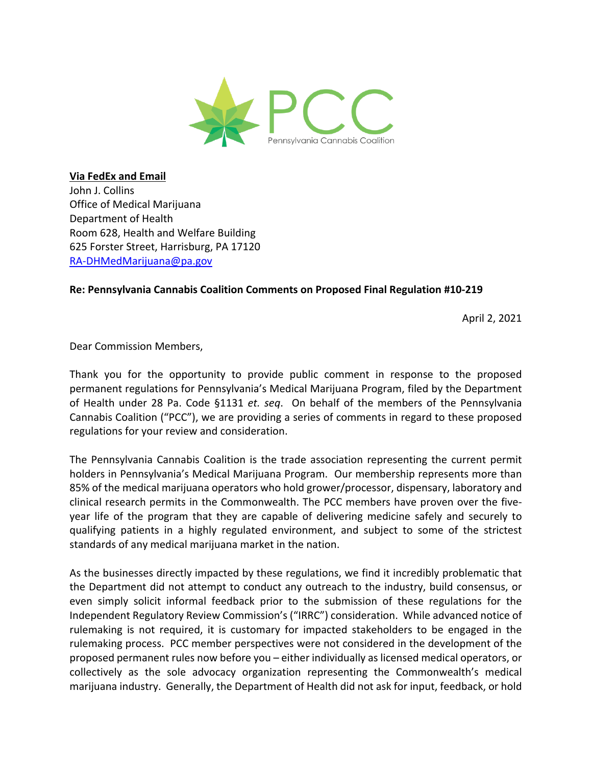PCC
Pennsylvania Cannabis Coalition

**<u>Via FedEx and Email</u>**
John J. Collins
Office of Medical Marijuana
Department of Health
Room 628, Health and Welfare Building
625 Forster Street, Harrisburg, PA 17120
RA-DHMedMarijuana@pa.gov

**Re: Pennsylvania Cannabis Coalition Comments on Proposed Final Regulation #10-219**

April 2, 2021

Dear Commission Members,

Thank you for the opportunity to provide public comment in response to the proposed permanent regulations for Pennsylvania's Medical Marijuana Program, filed by the Department of Health under 28 Pa. Code §1131 *et. seq*. On behalf of the members of the Pennsylvania Cannabis Coalition ("PCC"), we are providing a series of comments in regard to these proposed regulations for your review and consideration.

The Pennsylvania Cannabis Coalition is the trade association representing the current permit holders in Pennsylvania's Medical Marijuana Program. Our membership represents more than 85% of the medical marijuana operators who hold grower/processor, dispensary, laboratory and clinical research permits in the Commonwealth. The PCC members have proven over the five-year life of the program that they are capable of delivering medicine safely and securely to qualifying patients in a highly regulated environment, and subject to some of the strictest standards of any medical marijuana market in the nation.

As the businesses directly impacted by these regulations, we find it incredibly problematic that the Department did not attempt to conduct any outreach to the industry, build consensus, or even simply solicit informal feedback prior to the submission of these regulations for the Independent Regulatory Review Commission's ("IRRC") consideration. While advanced notice of rulemaking is not required, it is customary for impacted stakeholders to be engaged in the rulemaking process. PCC member perspectives were not considered in the development of the proposed permanent rules now before you – either individually as licensed medical operators, or collectively as the sole advocacy organization representing the Commonwealth's medical marijuana industry. Generally, the Department of Health did not ask for input, feedback, or hold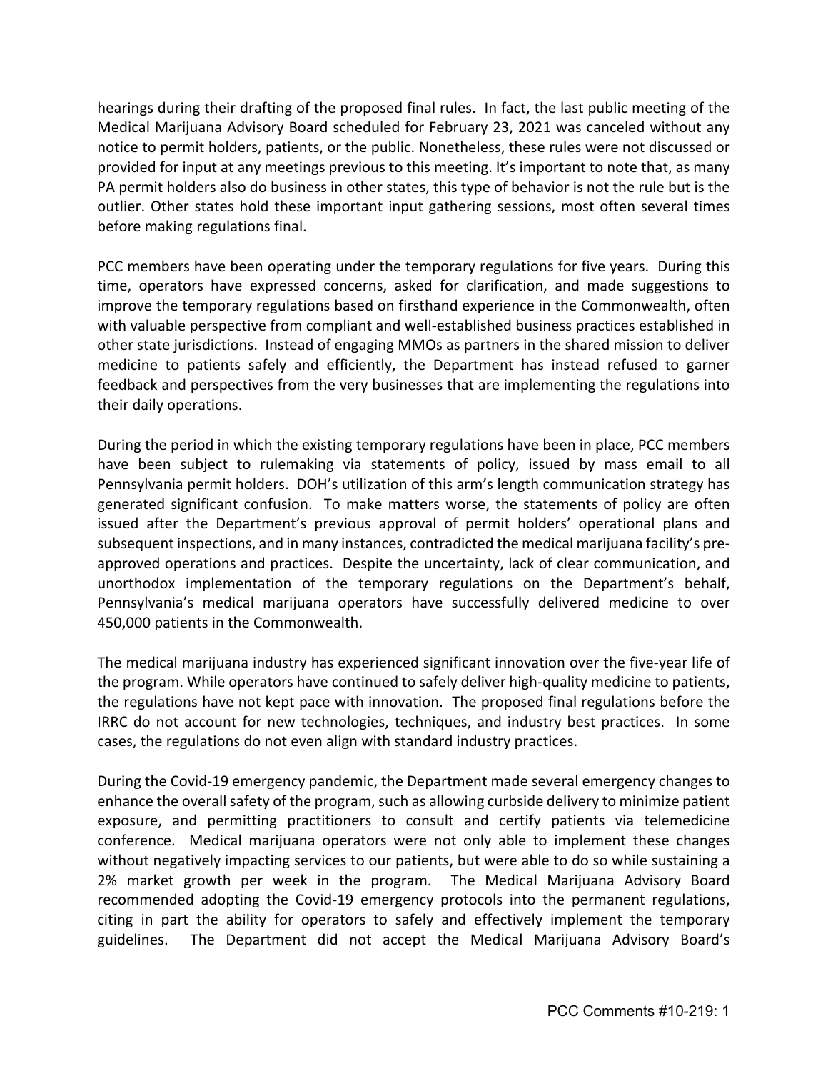hearings during their drafting of the proposed final rules. In fact, the last public meeting of the Medical Marijuana Advisory Board scheduled for February 23, 2021 was canceled without any notice to permit holders, patients, or the public. Nonetheless, these rules were not discussed or provided for input at any meetings previous to this meeting. It's important to note that, as many PA permit holders also do business in other states, this type of behavior is not the rule but is the outlier. Other states hold these important input gathering sessions, most often several times before making regulations final.

PCC members have been operating under the temporary regulations for five years. During this time, operators have expressed concerns, asked for clarification, and made suggestions to improve the temporary regulations based on firsthand experience in the Commonwealth, often with valuable perspective from compliant and well-established business practices established in other state jurisdictions. Instead of engaging MMOs as partners in the shared mission to deliver medicine to patients safely and efficiently, the Department has instead refused to garner feedback and perspectives from the very businesses that are implementing the regulations into their daily operations.

During the period in which the existing temporary regulations have been in place, PCC members have been subject to rulemaking via statements of policy, issued by mass email to all Pennsylvania permit holders. DOH's utilization of this arm's length communication strategy has generated significant confusion. To make matters worse, the statements of policy are often issued after the Department's previous approval of permit holders' operational plans and subsequent inspections, and in many instances, contradicted the medical marijuana facility's pre-approved operations and practices. Despite the uncertainty, lack of clear communication, and unorthodox implementation of the temporary regulations on the Department's behalf, Pennsylvania's medical marijuana operators have successfully delivered medicine to over 450,000 patients in the Commonwealth.

The medical marijuana industry has experienced significant innovation over the five-year life of the program. While operators have continued to safely deliver high-quality medicine to patients, the regulations have not kept pace with innovation. The proposed final regulations before the IRRC do not account for new technologies, techniques, and industry best practices. In some cases, the regulations do not even align with standard industry practices.

During the Covid-19 emergency pandemic, the Department made several emergency changes to enhance the overall safety of the program, such as allowing curbside delivery to minimize patient exposure, and permitting practitioners to consult and certify patients via telemedicine conference. Medical marijuana operators were not only able to implement these changes without negatively impacting services to our patients, but were able to do so while sustaining a 2% market growth per week in the program. The Medical Marijuana Advisory Board recommended adopting the Covid-19 emergency protocols into the permanent regulations, citing in part the ability for operators to safely and effectively implement the temporary guidelines. The Department did not accept the Medical Marijuana Advisory Board's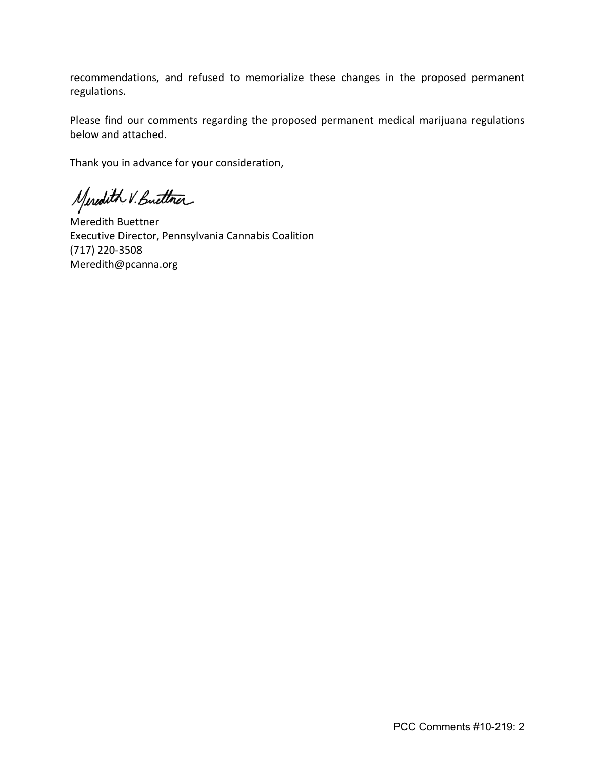recommendations, and refused to memorialize these changes in the proposed permanent regulations.

Please find our comments regarding the proposed permanent medical marijuana regulations below and attached.

Thank you in advance for your consideration,

Meredith Buettner
Executive Director, Pennsylvania Cannabis Coalition
(717) 220-3508
Meredith@pcanna.org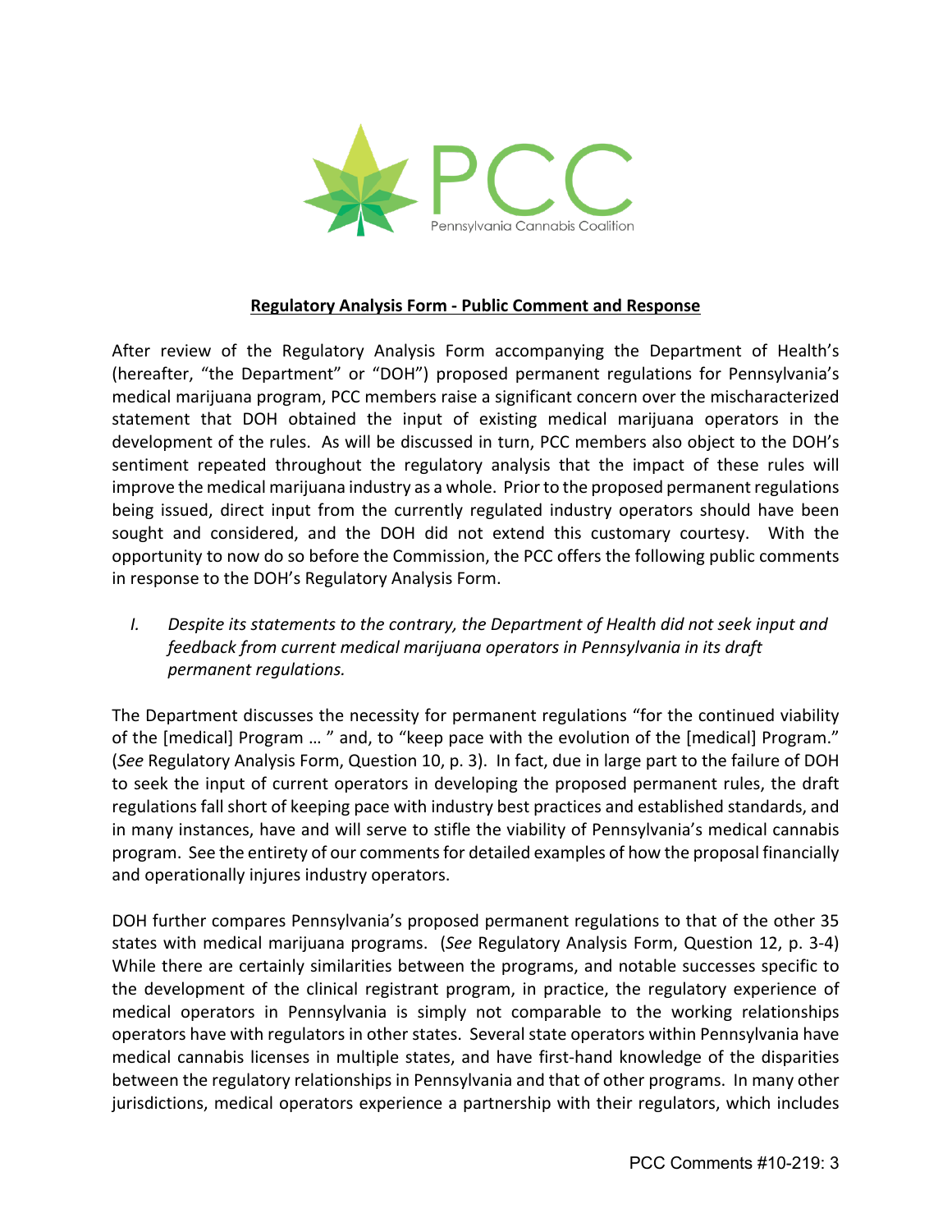PCC

Pennsylvania Cannabis Coalition

**Regulatory Analysis Form - Public Comment and Response**

After review of the Regulatory Analysis Form accompanying the Department of Health's (hereafter, "the Department" or "DOH") proposed permanent regulations for Pennsylvania's medical marijuana program, PCC members raise a significant concern over the mischaracterized statement that DOH obtained the input of existing medical marijuana operators in the development of the rules. As will be discussed in turn, PCC members also object to the DOH's sentiment repeated throughout the regulatory analysis that the impact of these rules will improve the medical marijuana industry as a whole. Prior to the proposed permanent regulations being issued, direct input from the currently regulated industry operators should have been sought and considered, and the DOH did not extend this customary courtesy. With the opportunity to now do so before the Commission, the PCC offers the following public comments in response to the DOH's Regulatory Analysis Form.

*I. Despite its statements to the contrary, the Department of Health did not seek input and feedback from current medical marijuana operators in Pennsylvania in its draft permanent regulations.*

The Department discusses the necessity for permanent regulations "for the continued viability of the [medical] Program … " and, to "keep pace with the evolution of the [medical] Program." (*See* Regulatory Analysis Form, Question 10, p. 3). In fact, due in large part to the failure of DOH to seek the input of current operators in developing the proposed permanent rules, the draft regulations fall short of keeping pace with industry best practices and established standards, and in many instances, have and will serve to stifle the viability of Pennsylvania's medical cannabis program. See the entirety of our comments for detailed examples of how the proposal financially and operationally injures industry operators.

DOH further compares Pennsylvania's proposed permanent regulations to that of the other 35 states with medical marijuana programs. (*See* Regulatory Analysis Form, Question 12, p. 3-4) While there are certainly similarities between the programs, and notable successes specific to the development of the clinical registrant program, in practice, the regulatory experience of medical operators in Pennsylvania is simply not comparable to the working relationships operators have with regulators in other states. Several state operators within Pennsylvania have medical cannabis licenses in multiple states, and have first-hand knowledge of the disparities between the regulatory relationships in Pennsylvania and that of other programs. In many other jurisdictions, medical operators experience a partnership with their regulators, which includes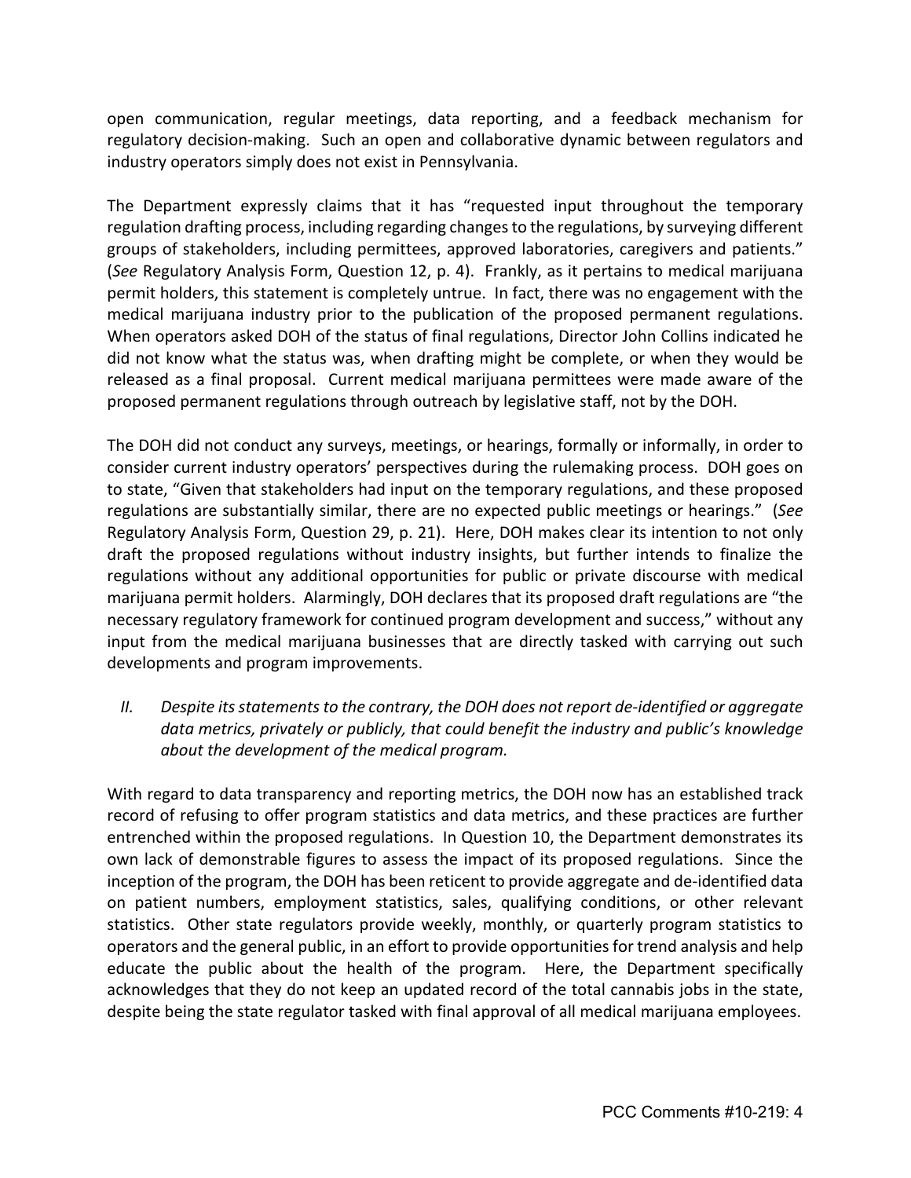open communication, regular meetings, data reporting, and a feedback mechanism for regulatory decision-making. Such an open and collaborative dynamic between regulators and industry operators simply does not exist in Pennsylvania.

The Department expressly claims that it has "requested input throughout the temporary regulation drafting process, including regarding changes to the regulations, by surveying different groups of stakeholders, including permittees, approved laboratories, caregivers and patients." (*See* Regulatory Analysis Form, Question 12, p. 4). Frankly, as it pertains to medical marijuana permit holders, this statement is completely untrue. In fact, there was no engagement with the medical marijuana industry prior to the publication of the proposed permanent regulations. When operators asked DOH of the status of final regulations, Director John Collins indicated he did not know what the status was, when drafting might be complete, or when they would be released as a final proposal. Current medical marijuana permittees were made aware of the proposed permanent regulations through outreach by legislative staff, not by the DOH.

The DOH did not conduct any surveys, meetings, or hearings, formally or informally, in order to consider current industry operators' perspectives during the rulemaking process. DOH goes on to state, "Given that stakeholders had input on the temporary regulations, and these proposed regulations are substantially similar, there are no expected public meetings or hearings." (*See* Regulatory Analysis Form, Question 29, p. 21). Here, DOH makes clear its intention to not only draft the proposed regulations without industry insights, but further intends to finalize the regulations without any additional opportunities for public or private discourse with medical marijuana permit holders. Alarmingly, DOH declares that its proposed draft regulations are "the necessary regulatory framework for continued program development and success," without any input from the medical marijuana businesses that are directly tasked with carrying out such developments and program improvements.

*II. Despite its statements to the contrary, the DOH does not report de-identified or aggregate data metrics, privately or publicly, that could benefit the industry and public's knowledge about the development of the medical program.*

With regard to data transparency and reporting metrics, the DOH now has an established track record of refusing to offer program statistics and data metrics, and these practices are further entrenched within the proposed regulations. In Question 10, the Department demonstrates its own lack of demonstrable figures to assess the impact of its proposed regulations. Since the inception of the program, the DOH has been reticent to provide aggregate and de-identified data on patient numbers, employment statistics, sales, qualifying conditions, or other relevant statistics. Other state regulators provide weekly, monthly, or quarterly program statistics to operators and the general public, in an effort to provide opportunities for trend analysis and help educate the public about the health of the program. Here, the Department specifically acknowledges that they do not keep an updated record of the total cannabis jobs in the state, despite being the state regulator tasked with final approval of all medical marijuana employees.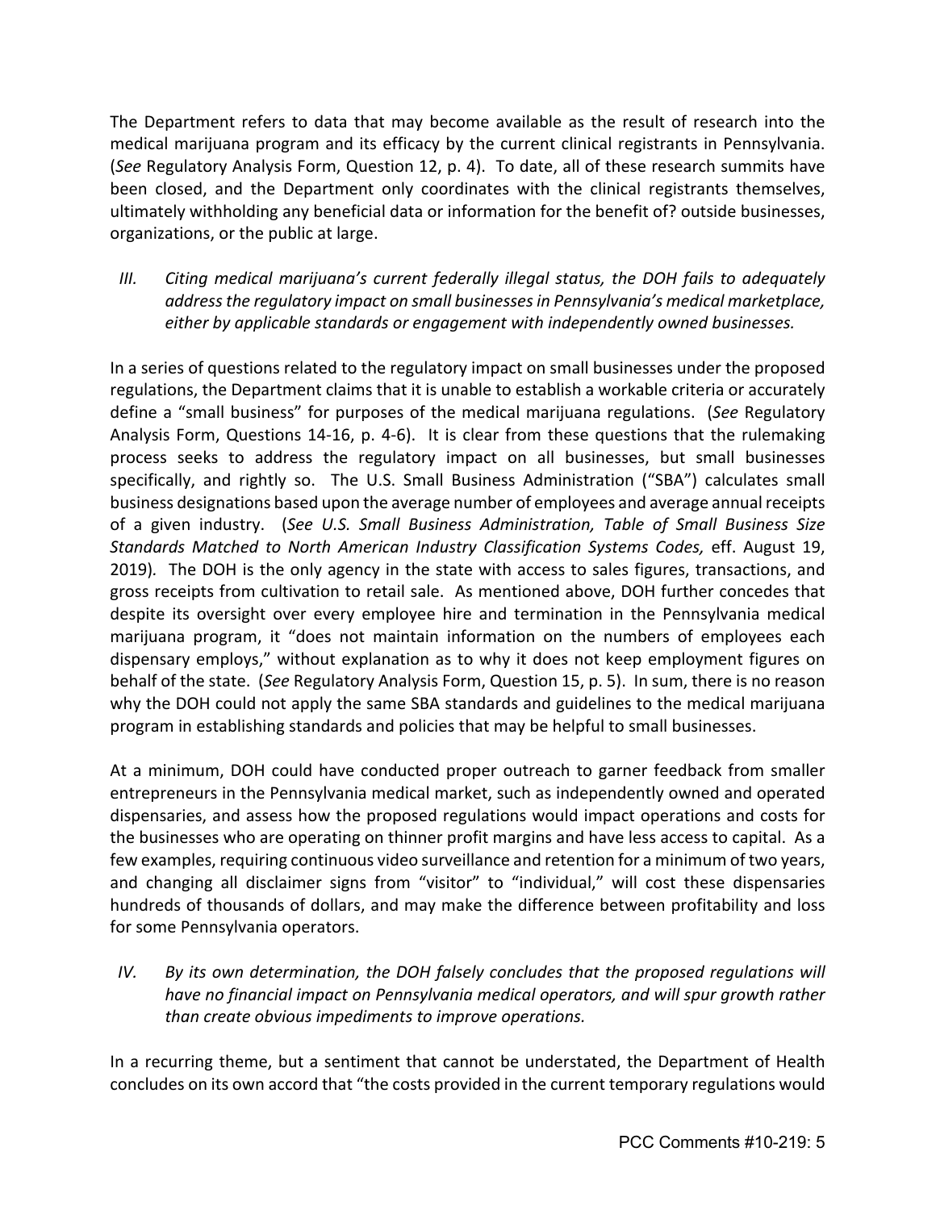The Department refers to data that may become available as the result of research into the medical marijuana program and its efficacy by the current clinical registrants in Pennsylvania. (*See* Regulatory Analysis Form, Question 12, p. 4). To date, all of these research summits have been closed, and the Department only coordinates with the clinical registrants themselves, ultimately withholding any beneficial data or information for the benefit of? outside businesses, organizations, or the public at large.

*III. Citing medical marijuana's current federally illegal status, the DOH fails to adequately address the regulatory impact on small businesses in Pennsylvania's medical marketplace, either by applicable standards or engagement with independently owned businesses.*

In a series of questions related to the regulatory impact on small businesses under the proposed regulations, the Department claims that it is unable to establish a workable criteria or accurately define a "small business" for purposes of the medical marijuana regulations. (*See* Regulatory Analysis Form, Questions 14-16, p. 4-6). It is clear from these questions that the rulemaking process seeks to address the regulatory impact on all businesses, but small businesses specifically, and rightly so. The U.S. Small Business Administration ("SBA") calculates small business designations based upon the average number of employees and average annual receipts of a given industry. (*See U.S. Small Business Administration, Table of Small Business Size Standards Matched to North American Industry Classification Systems Codes,* eff. August 19, 2019)*.* The DOH is the only agency in the state with access to sales figures, transactions, and gross receipts from cultivation to retail sale. As mentioned above, DOH further concedes that despite its oversight over every employee hire and termination in the Pennsylvania medical marijuana program, it "does not maintain information on the numbers of employees each dispensary employs," without explanation as to why it does not keep employment figures on behalf of the state. (*See* Regulatory Analysis Form, Question 15, p. 5). In sum, there is no reason why the DOH could not apply the same SBA standards and guidelines to the medical marijuana program in establishing standards and policies that may be helpful to small businesses.

At a minimum, DOH could have conducted proper outreach to garner feedback from smaller entrepreneurs in the Pennsylvania medical market, such as independently owned and operated dispensaries, and assess how the proposed regulations would impact operations and costs for the businesses who are operating on thinner profit margins and have less access to capital. As a few examples, requiring continuous video surveillance and retention for a minimum of two years, and changing all disclaimer signs from "visitor" to "individual," will cost these dispensaries hundreds of thousands of dollars, and may make the difference between profitability and loss for some Pennsylvania operators.

*IV. By its own determination, the DOH falsely concludes that the proposed regulations will have no financial impact on Pennsylvania medical operators, and will spur growth rather than create obvious impediments to improve operations.*

In a recurring theme, but a sentiment that cannot be understated, the Department of Health concludes on its own accord that "the costs provided in the current temporary regulations would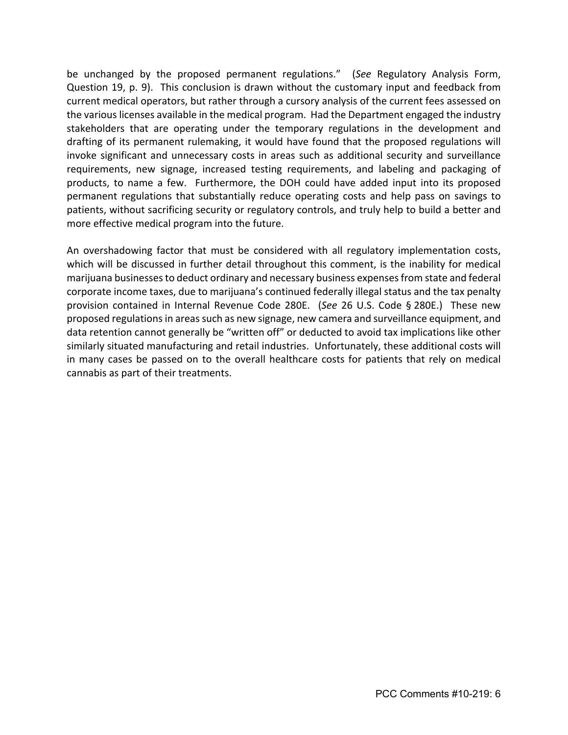be unchanged by the proposed permanent regulations." (*See* Regulatory Analysis Form, Question 19, p. 9). This conclusion is drawn without the customary input and feedback from current medical operators, but rather through a cursory analysis of the current fees assessed on the various licenses available in the medical program. Had the Department engaged the industry stakeholders that are operating under the temporary regulations in the development and drafting of its permanent rulemaking, it would have found that the proposed regulations will invoke significant and unnecessary costs in areas such as additional security and surveillance requirements, new signage, increased testing requirements, and labeling and packaging of products, to name a few. Furthermore, the DOH could have added input into its proposed permanent regulations that substantially reduce operating costs and help pass on savings to patients, without sacrificing security or regulatory controls, and truly help to build a better and more effective medical program into the future.

An overshadowing factor that must be considered with all regulatory implementation costs, which will be discussed in further detail throughout this comment, is the inability for medical marijuana businesses to deduct ordinary and necessary business expenses from state and federal corporate income taxes, due to marijuana's continued federally illegal status and the tax penalty provision contained in Internal Revenue Code 280E. (*See* 26 U.S. Code § 280E.) These new proposed regulations in areas such as new signage, new camera and surveillance equipment, and data retention cannot generally be "written off" or deducted to avoid tax implications like other similarly situated manufacturing and retail industries. Unfortunately, these additional costs will in many cases be passed on to the overall healthcare costs for patients that rely on medical cannabis as part of their treatments.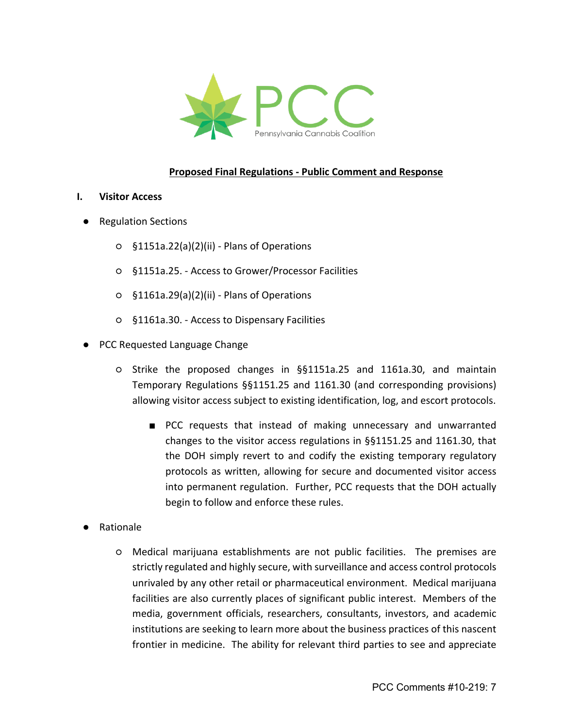PCC

Pennsylvania Cannabis Coalition

**Proposed Final Regulations - Public Comment and Response**

## I. Visitor Access

- Regulation Sections
    - §1151a.22(a)(2)(ii) - Plans of Operations
    - §1151a.25. - Access to Grower/Processor Facilities
    - §1161a.29(a)(2)(ii) - Plans of Operations
    - §1161a.30. - Access to Dispensary Facilities
- PCC Requested Language Change
    - Strike the proposed changes in §§1151a.25 and 1161a.30, and maintain Temporary Regulations §§1151.25 and 1161.30 (and corresponding provisions) allowing visitor access subject to existing identification, log, and escort protocols.
        - PCC requests that instead of making unnecessary and unwarranted changes to the visitor access regulations in §§1151.25 and 1161.30, that the DOH simply revert to and codify the existing temporary regulatory protocols as written, allowing for secure and documented visitor access into permanent regulation. Further, PCC requests that the DOH actually begin to follow and enforce these rules.
- Rationale
    - Medical marijuana establishments are not public facilities. The premises are strictly regulated and highly secure, with surveillance and access control protocols unrivaled by any other retail or pharmaceutical environment. Medical marijuana facilities are also currently places of significant public interest. Members of the media, government officials, researchers, consultants, investors, and academic institutions are seeking to learn more about the business practices of this nascent frontier in medicine. The ability for relevant third parties to see and appreciate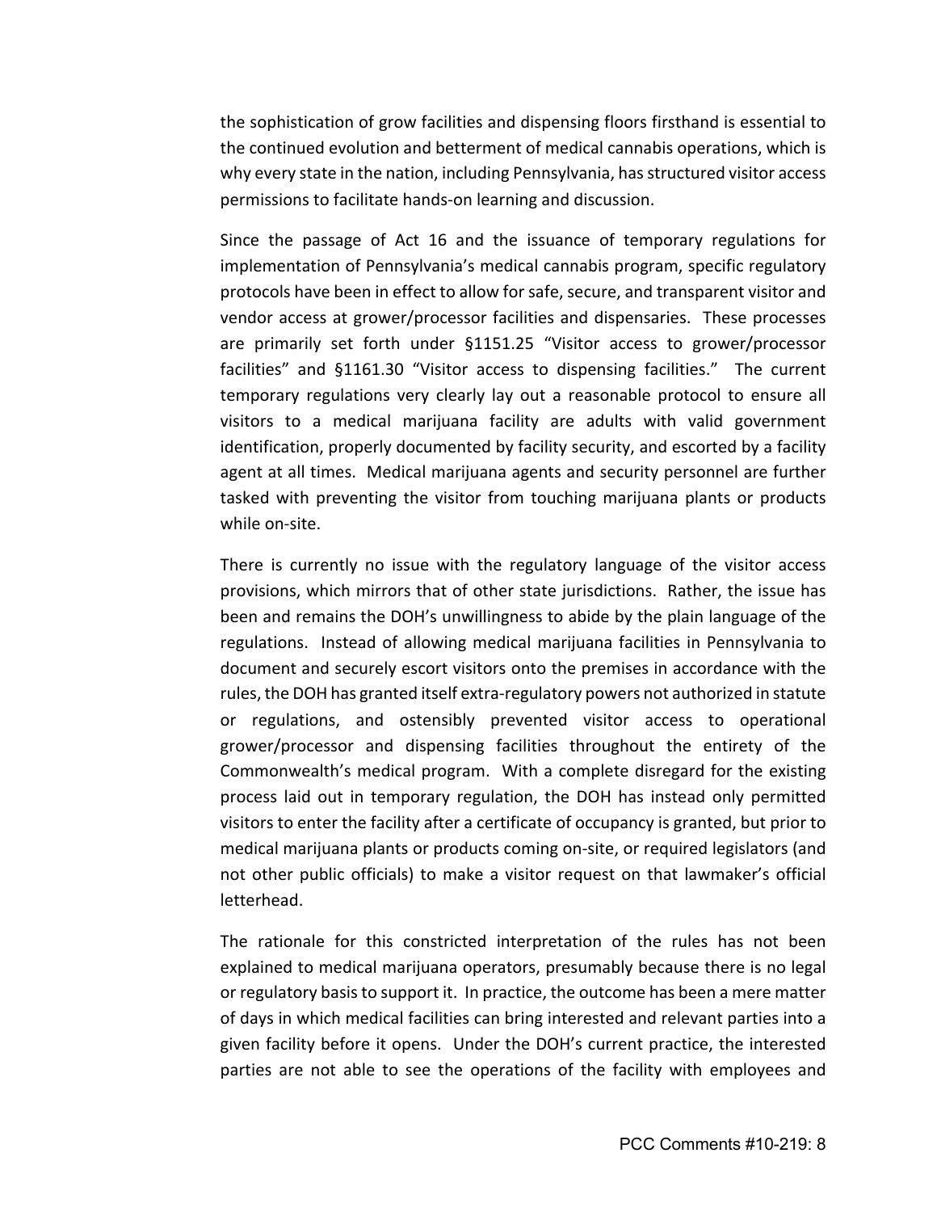the sophistication of grow facilities and dispensing floors firsthand is essential to the continued evolution and betterment of medical cannabis operations, which is why every state in the nation, including Pennsylvania, has structured visitor access permissions to facilitate hands-on learning and discussion.

Since the passage of Act 16 and the issuance of temporary regulations for implementation of Pennsylvania's medical cannabis program, specific regulatory protocols have been in effect to allow for safe, secure, and transparent visitor and vendor access at grower/processor facilities and dispensaries. These processes are primarily set forth under §1151.25 "Visitor access to grower/processor facilities" and §1161.30 "Visitor access to dispensing facilities." The current temporary regulations very clearly lay out a reasonable protocol to ensure all visitors to a medical marijuana facility are adults with valid government identification, properly documented by facility security, and escorted by a facility agent at all times. Medical marijuana agents and security personnel are further tasked with preventing the visitor from touching marijuana plants or products while on-site.

There is currently no issue with the regulatory language of the visitor access provisions, which mirrors that of other state jurisdictions. Rather, the issue has been and remains the DOH's unwillingness to abide by the plain language of the regulations. Instead of allowing medical marijuana facilities in Pennsylvania to document and securely escort visitors onto the premises in accordance with the rules, the DOH has granted itself extra-regulatory powers not authorized in statute or regulations, and ostensibly prevented visitor access to operational grower/processor and dispensing facilities throughout the entirety of the Commonwealth's medical program. With a complete disregard for the existing process laid out in temporary regulation, the DOH has instead only permitted visitors to enter the facility after a certificate of occupancy is granted, but prior to medical marijuana plants or products coming on-site, or required legislators (and not other public officials) to make a visitor request on that lawmaker's official letterhead.

The rationale for this constricted interpretation of the rules has not been explained to medical marijuana operators, presumably because there is no legal or regulatory basis to support it. In practice, the outcome has been a mere matter of days in which medical facilities can bring interested and relevant parties into a given facility before it opens. Under the DOH's current practice, the interested parties are not able to see the operations of the facility with employees and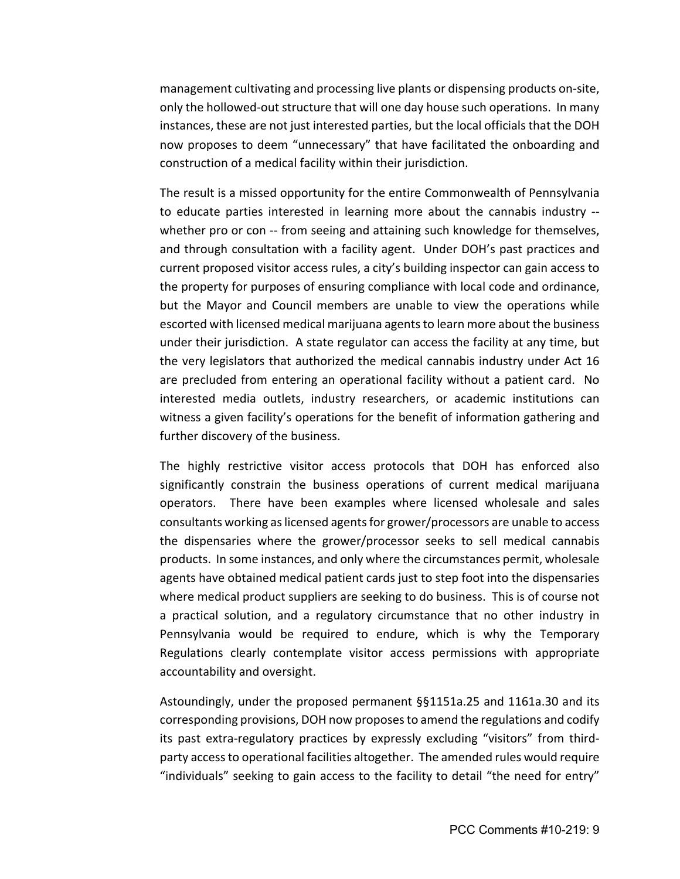management cultivating and processing live plants or dispensing products on-site, only the hollowed-out structure that will one day house such operations. In many instances, these are not just interested parties, but the local officials that the DOH now proposes to deem "unnecessary" that have facilitated the onboarding and construction of a medical facility within their jurisdiction.

The result is a missed opportunity for the entire Commonwealth of Pennsylvania to educate parties interested in learning more about the cannabis industry -- whether pro or con -- from seeing and attaining such knowledge for themselves, and through consultation with a facility agent. Under DOH's past practices and current proposed visitor access rules, a city's building inspector can gain access to the property for purposes of ensuring compliance with local code and ordinance, but the Mayor and Council members are unable to view the operations while escorted with licensed medical marijuana agents to learn more about the business under their jurisdiction. A state regulator can access the facility at any time, but the very legislators that authorized the medical cannabis industry under Act 16 are precluded from entering an operational facility without a patient card. No interested media outlets, industry researchers, or academic institutions can witness a given facility's operations for the benefit of information gathering and further discovery of the business.

The highly restrictive visitor access protocols that DOH has enforced also significantly constrain the business operations of current medical marijuana operators. There have been examples where licensed wholesale and sales consultants working as licensed agents for grower/processors are unable to access the dispensaries where the grower/processor seeks to sell medical cannabis products. In some instances, and only where the circumstances permit, wholesale agents have obtained medical patient cards just to step foot into the dispensaries where medical product suppliers are seeking to do business. This is of course not a practical solution, and a regulatory circumstance that no other industry in Pennsylvania would be required to endure, which is why the Temporary Regulations clearly contemplate visitor access permissions with appropriate accountability and oversight.

Astoundingly, under the proposed permanent §§1151a.25 and 1161a.30 and its corresponding provisions, DOH now proposes to amend the regulations and codify its past extra-regulatory practices by expressly excluding "visitors" from third-party access to operational facilities altogether. The amended rules would require "individuals" seeking to gain access to the facility to detail "the need for entry"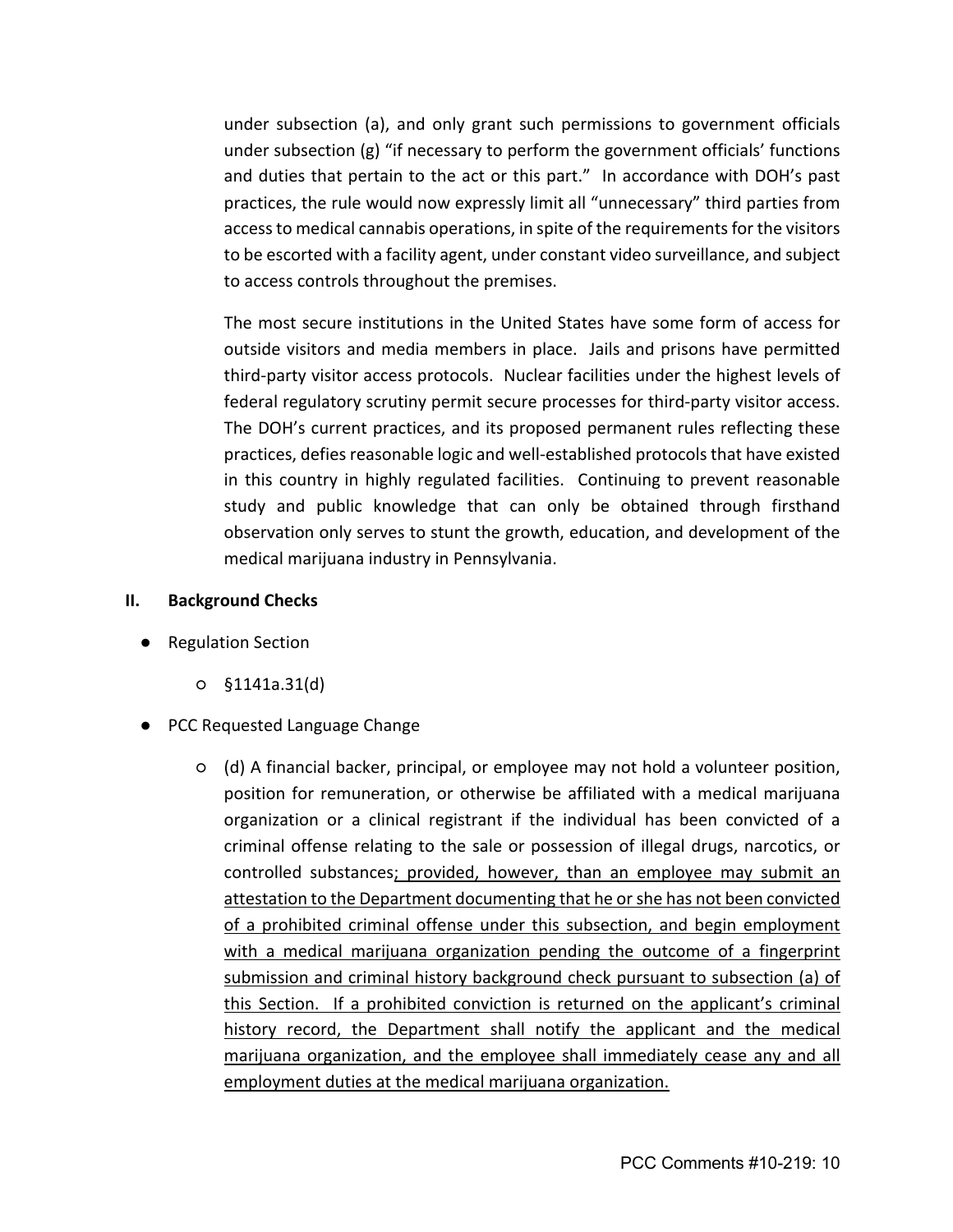under subsection (a), and only grant such permissions to government officials under subsection (g) "if necessary to perform the government officials' functions and duties that pertain to the act or this part." In accordance with DOH's past practices, the rule would now expressly limit all "unnecessary" third parties from access to medical cannabis operations, in spite of the requirements for the visitors to be escorted with a facility agent, under constant video surveillance, and subject to access controls throughout the premises.

The most secure institutions in the United States have some form of access for outside visitors and media members in place. Jails and prisons have permitted third-party visitor access protocols. Nuclear facilities under the highest levels of federal regulatory scrutiny permit secure processes for third-party visitor access. The DOH's current practices, and its proposed permanent rules reflecting these practices, defies reasonable logic and well-established protocols that have existed in this country in highly regulated facilities. Continuing to prevent reasonable study and public knowledge that can only be obtained through firsthand observation only serves to stunt the growth, education, and development of the medical marijuana industry in Pennsylvania.

## II. Background Checks

- Regulation Section
  - §1141a.31(d)
- PCC Requested Language Change
  - (d) A financial backer, principal, or employee may not hold a volunteer position, position for remuneration, or otherwise be affiliated with a medical marijuana organization or a clinical registrant if the individual has been convicted of a criminal offense relating to the sale or possession of illegal drugs, narcotics, or controlled substances<u>; provided, however, than an employee may submit an attestation to the Department documenting that he or she has not been convicted of a prohibited criminal offense under this subsection, and begin employment with a medical marijuana organization pending the outcome of a fingerprint submission and criminal history background check pursuant to subsection (a) of this Section. If a prohibited conviction is returned on the applicant's criminal history record, the Department shall notify the applicant and the medical marijuana organization, and the employee shall immediately cease any and all employment duties at the medical marijuana organization.</u>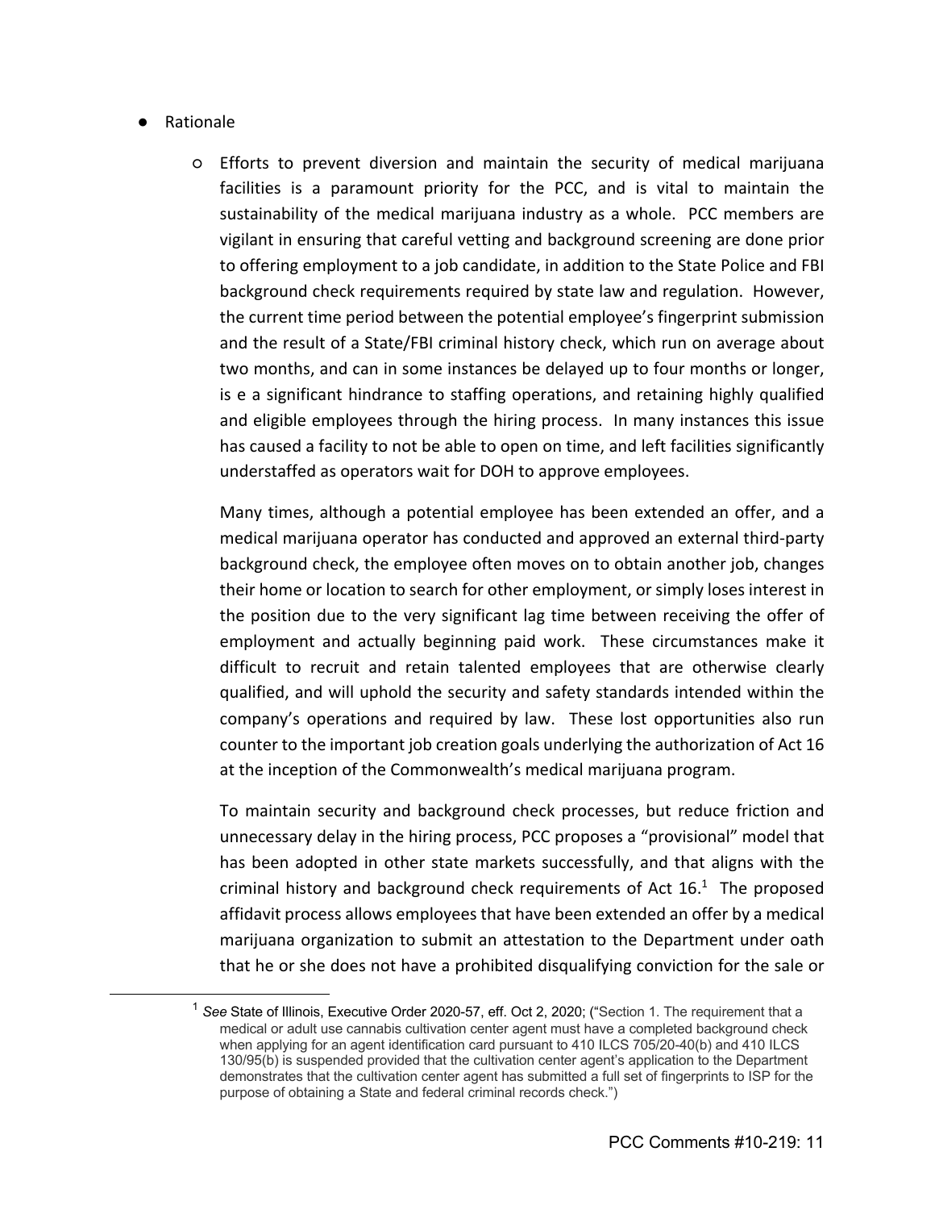- Rationale
  - Efforts to prevent diversion and maintain the security of medical marijuana facilities is a paramount priority for the PCC, and is vital to maintain the sustainability of the medical marijuana industry as a whole. PCC members are vigilant in ensuring that careful vetting and background screening are done prior to offering employment to a job candidate, in addition to the State Police and FBI background check requirements required by state law and regulation. However, the current time period between the potential employee's fingerprint submission and the result of a State/FBI criminal history check, which run on average about two months, and can in some instances be delayed up to four months or longer, is e a significant hindrance to staffing operations, and retaining highly qualified and eligible employees through the hiring process. In many instances this issue has caused a facility to not be able to open on time, and left facilities significantly understaffed as operators wait for DOH to approve employees.

    Many times, although a potential employee has been extended an offer, and a medical marijuana operator has conducted and approved an external third-party background check, the employee often moves on to obtain another job, changes their home or location to search for other employment, or simply loses interest in the position due to the very significant lag time between receiving the offer of employment and actually beginning paid work. These circumstances make it difficult to recruit and retain talented employees that are otherwise clearly qualified, and will uphold the security and safety standards intended within the company's operations and required by law. These lost opportunities also run counter to the important job creation goals underlying the authorization of Act 16 at the inception of the Commonwealth's medical marijuana program.

    To maintain security and background check processes, but reduce friction and unnecessary delay in the hiring process, PCC proposes a "provisional" model that has been adopted in other state markets successfully, and that aligns with the criminal history and background check requirements of Act 16.[1] The proposed affidavit process allows employees that have been extended an offer by a medical marijuana organization to submit an attestation to the Department under oath that he or she does not have a prohibited disqualifying conviction for the sale or

---

[1] *See* State of Illinois, Executive Order 2020-57, eff. Oct 2, 2020; ("Section 1. The requirement that a medical or adult use cannabis cultivation center agent must have a completed background check when applying for an agent identification card pursuant to 410 ILCS 705/20-40(b) and 410 ILCS 130/95(b) is suspended provided that the cultivation center agent's application to the Department demonstrates that the cultivation center agent has submitted a full set of fingerprints to ISP for the purpose of obtaining a State and federal criminal records check.")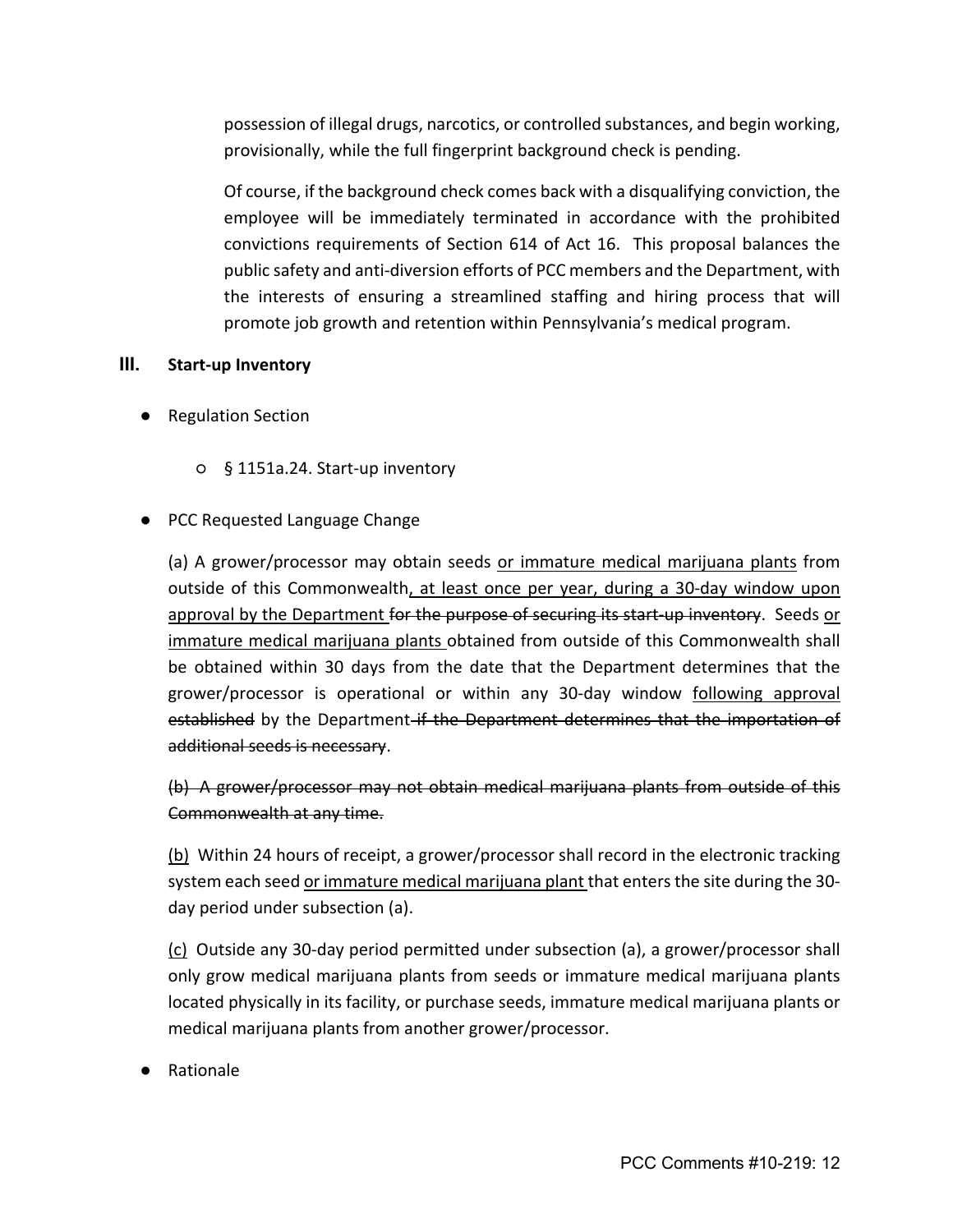possession of illegal drugs, narcotics, or controlled substances, and begin working, provisionally, while the full fingerprint background check is pending.

Of course, if the background check comes back with a disqualifying conviction, the employee will be immediately terminated in accordance with the prohibited convictions requirements of Section 614 of Act 16. This proposal balances the public safety and anti-diversion efforts of PCC members and the Department, with the interests of ensuring a streamlined staffing and hiring process that will promote job growth and retention within Pennsylvania's medical program.

## III. Start-up Inventory

- Regulation Section
  - § 1151a.24. Start-up inventory
- PCC Requested Language Change

(a) A grower/processor may obtain seeds <u>or immature medical marijuana plants</u> from outside of this Commonwealth<u>, at least once per year, during a 30-day window upon approval by the Department</u> ~~for the purpose of securing its start-up inventory~~. Seeds <u>or immature medical marijuana plants</u> obtained from outside of this Commonwealth shall be obtained within 30 days from the date that the Department determines that the grower/processor is operational or within any 30-day window <u>following approval</u> ~~established~~ by the Department ~~if the Department determines that the importation of additional seeds is necessary~~.

~~(b) A grower/processor may not obtain medical marijuana plants from outside of this Commonwealth at any time.~~

<u>(b)</u> Within 24 hours of receipt, a grower/processor shall record in the electronic tracking system each seed <u>or immature medical marijuana plant</u> that enters the site during the 30-day period under subsection (a).

<u>(c)</u> Outside any 30-day period permitted under subsection (a), a grower/processor shall only grow medical marijuana plants from seeds or immature medical marijuana plants located physically in its facility, or purchase seeds, immature medical marijuana plants or medical marijuana plants from another grower/processor.

- Rationale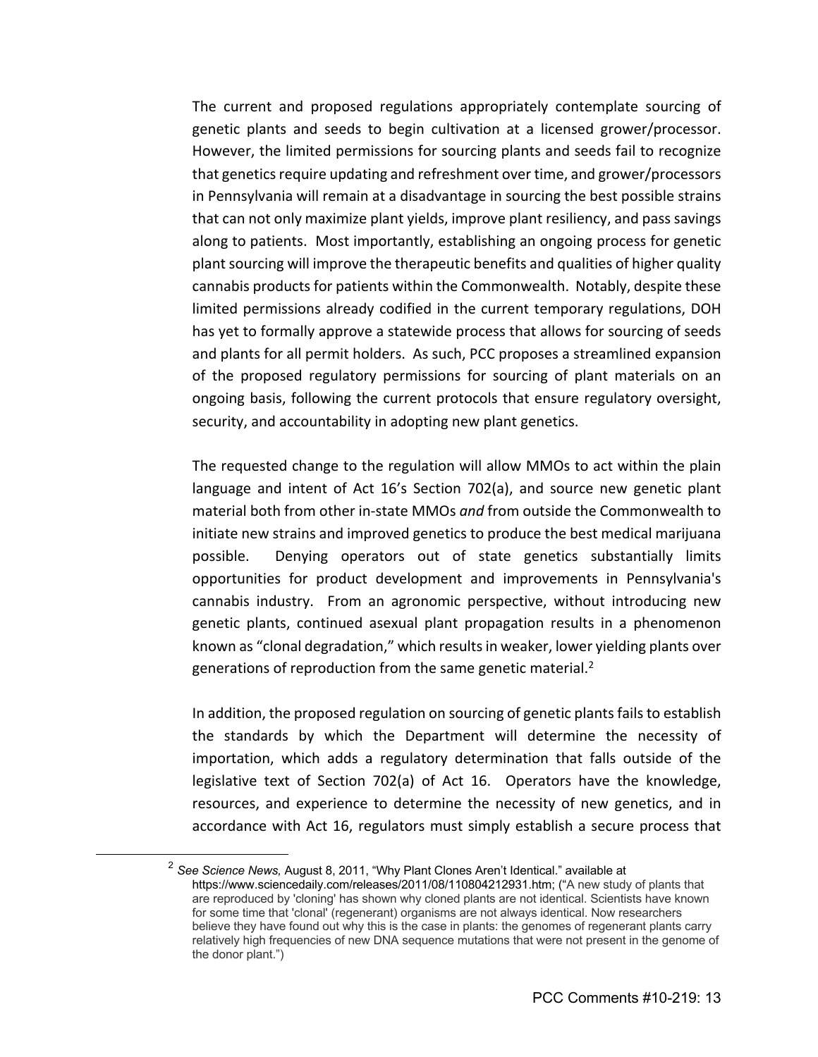The current and proposed regulations appropriately contemplate sourcing of genetic plants and seeds to begin cultivation at a licensed grower/processor. However, the limited permissions for sourcing plants and seeds fail to recognize that genetics require updating and refreshment over time, and grower/processors in Pennsylvania will remain at a disadvantage in sourcing the best possible strains that can not only maximize plant yields, improve plant resiliency, and pass savings along to patients. Most importantly, establishing an ongoing process for genetic plant sourcing will improve the therapeutic benefits and qualities of higher quality cannabis products for patients within the Commonwealth. Notably, despite these limited permissions already codified in the current temporary regulations, DOH has yet to formally approve a statewide process that allows for sourcing of seeds and plants for all permit holders. As such, PCC proposes a streamlined expansion of the proposed regulatory permissions for sourcing of plant materials on an ongoing basis, following the current protocols that ensure regulatory oversight, security, and accountability in adopting new plant genetics.

The requested change to the regulation will allow MMOs to act within the plain language and intent of Act 16's Section 702(a), and source new genetic plant material both from other in-state MMOs *and* from outside the Commonwealth to initiate new strains and improved genetics to produce the best medical marijuana possible. Denying operators out of state genetics substantially limits opportunities for product development and improvements in Pennsylvania's cannabis industry. From an agronomic perspective, without introducing new genetic plants, continued asexual plant propagation results in a phenomenon known as "clonal degradation," which results in weaker, lower yielding plants over generations of reproduction from the same genetic material.[2]

In addition, the proposed regulation on sourcing of genetic plants fails to establish the standards by which the Department will determine the necessity of importation, which adds a regulatory determination that falls outside of the legislative text of Section 702(a) of Act 16. Operators have the knowledge, resources, and experience to determine the necessity of new genetics, and in accordance with Act 16, regulators must simply establish a secure process that

---

[2] *See Science News,* August 8, 2011, "Why Plant Clones Aren't Identical." available at https://www.sciencedaily.com/releases/2011/08/110804212931.htm; ("A new study of plants that are reproduced by 'cloning' has shown why cloned plants are not identical. Scientists have known for some time that 'clonal' (regenerant) organisms are not always identical. Now researchers believe they have found out why this is the case in plants: the genomes of regenerant plants carry relatively high frequencies of new DNA sequence mutations that were not present in the genome of the donor plant.")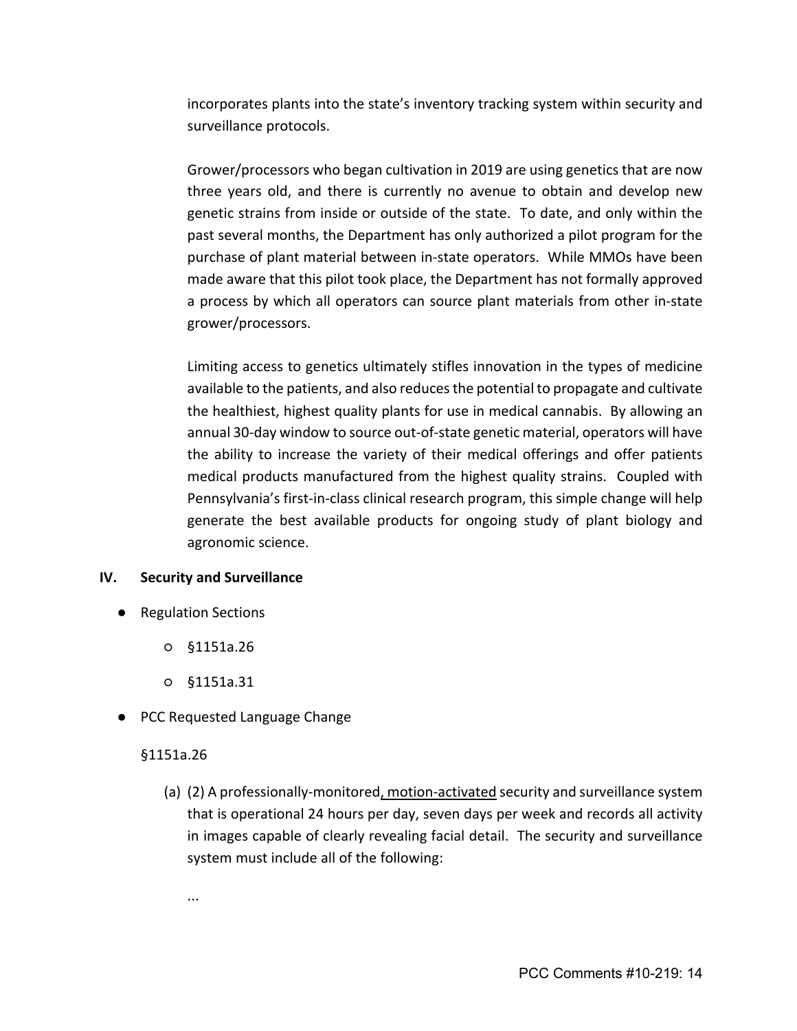incorporates plants into the state's inventory tracking system within security and surveillance protocols.

Grower/processors who began cultivation in 2019 are using genetics that are now three years old, and there is currently no avenue to obtain and develop new genetic strains from inside or outside of the state. To date, and only within the past several months, the Department has only authorized a pilot program for the purchase of plant material between in-state operators. While MMOs have been made aware that this pilot took place, the Department has not formally approved a process by which all operators can source plant materials from other in-state grower/processors.

Limiting access to genetics ultimately stifles innovation in the types of medicine available to the patients, and also reduces the potential to propagate and cultivate the healthiest, highest quality plants for use in medical cannabis. By allowing an annual 30-day window to source out-of-state genetic material, operators will have the ability to increase the variety of their medical offerings and offer patients medical products manufactured from the highest quality strains. Coupled with Pennsylvania's first-in-class clinical research program, this simple change will help generate the best available products for ongoing study of plant biology and agronomic science.

## IV. Security and Surveillance

- Regulation Sections
  - §1151a.26
  - §1151a.31
- PCC Requested Language Change

§1151a.26

(a) (2) A professionally-monitored<u>, motion-activated</u> security and surveillance system that is operational 24 hours per day, seven days per week and records all activity in images capable of clearly revealing facial detail. The security and surveillance system must include all of the following:

...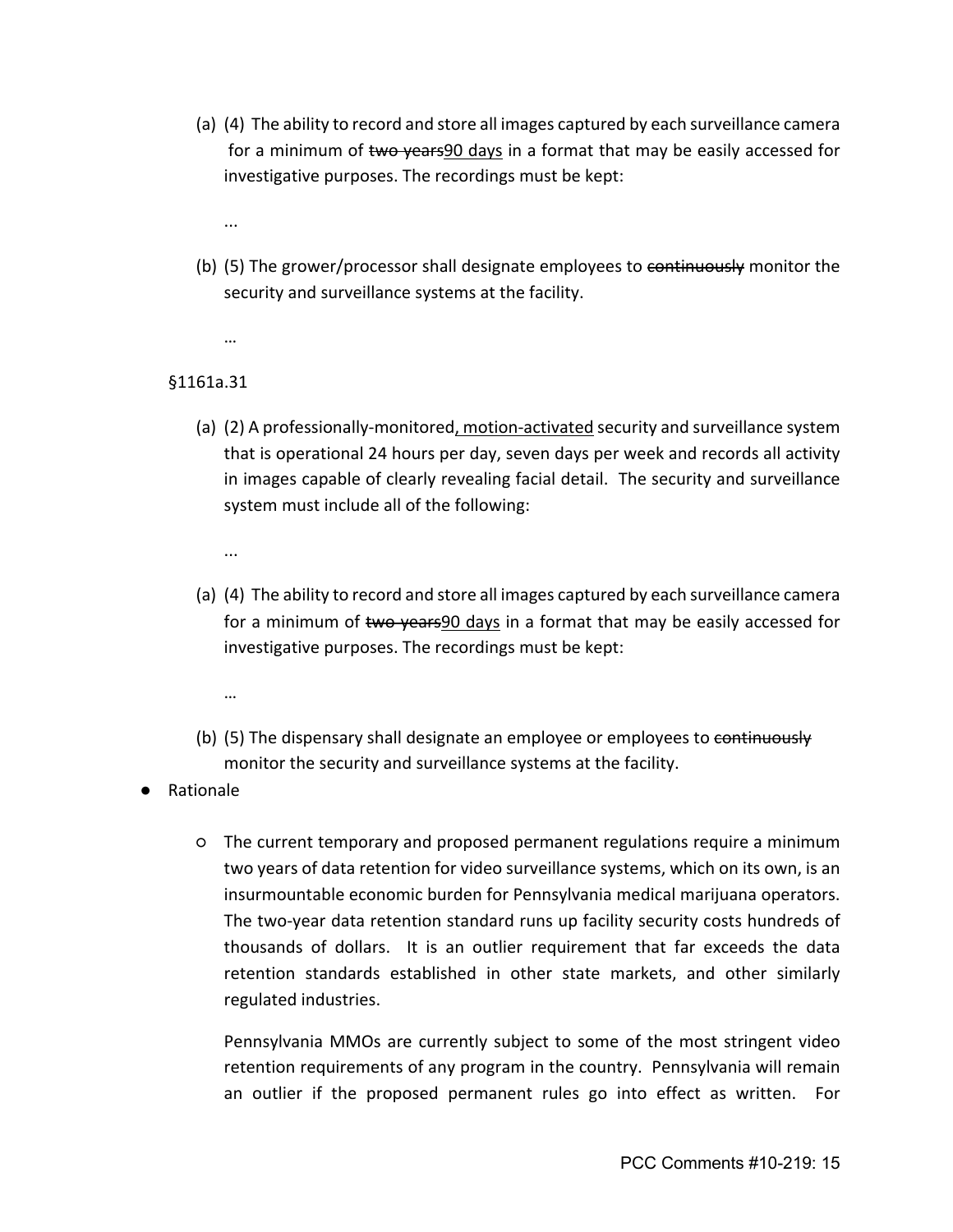(a) (4) The ability to record and store all images captured by each surveillance camera for a minimum of ~~two years~~<u>90 days</u> in a format that may be easily accessed for investigative purposes. The recordings must be kept:

...

(b) (5) The grower/processor shall designate employees to ~~continuously~~ monitor the security and surveillance systems at the facility.

…

§1161a.31

(a) (2) A professionally-monitored<u>, motion-activated</u> security and surveillance system that is operational 24 hours per day, seven days per week and records all activity in images capable of clearly revealing facial detail. The security and surveillance system must include all of the following:

...

(a) (4) The ability to record and store all images captured by each surveillance camera for a minimum of ~~two years~~<u>90 days</u> in a format that may be easily accessed for investigative purposes. The recordings must be kept:

…

(b) (5) The dispensary shall designate an employee or employees to ~~continuously~~ monitor the security and surveillance systems at the facility.

- Rationale
    - The current temporary and proposed permanent regulations require a minimum two years of data retention for video surveillance systems, which on its own, is an insurmountable economic burden for Pennsylvania medical marijuana operators. The two-year data retention standard runs up facility security costs hundreds of thousands of dollars. It is an outlier requirement that far exceeds the data retention standards established in other state markets, and other similarly regulated industries.

      Pennsylvania MMOs are currently subject to some of the most stringent video retention requirements of any program in the country. Pennsylvania will remain an outlier if the proposed permanent rules go into effect as written. For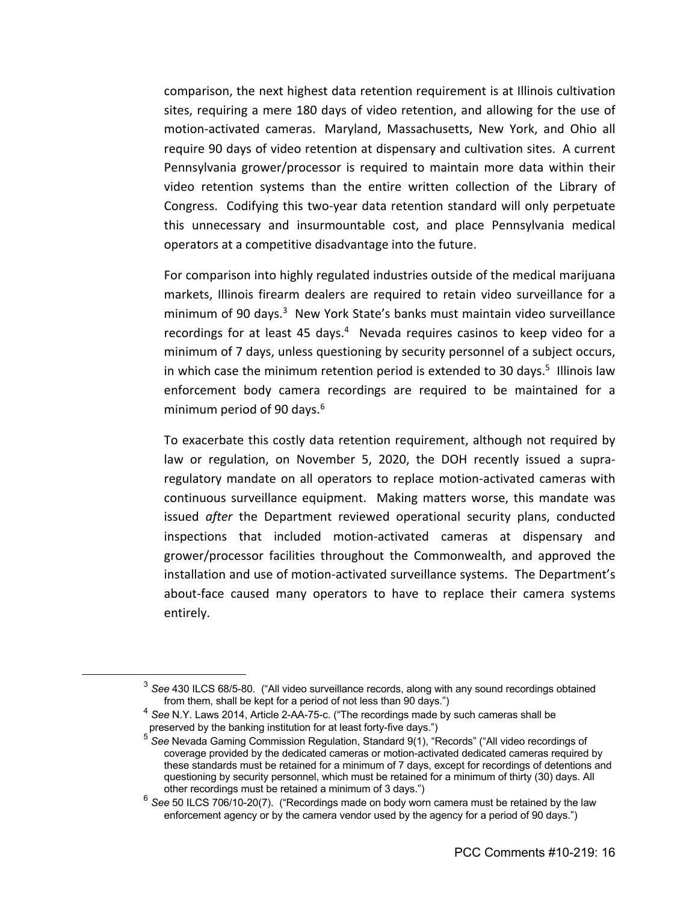comparison, the next highest data retention requirement is at Illinois cultivation sites, requiring a mere 180 days of video retention, and allowing for the use of motion-activated cameras. Maryland, Massachusetts, New York, and Ohio all require 90 days of video retention at dispensary and cultivation sites. A current Pennsylvania grower/processor is required to maintain more data within their video retention systems than the entire written collection of the Library of Congress. Codifying this two-year data retention standard will only perpetuate this unnecessary and insurmountable cost, and place Pennsylvania medical operators at a competitive disadvantage into the future.

For comparison into highly regulated industries outside of the medical marijuana markets, Illinois firearm dealers are required to retain video surveillance for a minimum of 90 days.[3] New York State's banks must maintain video surveillance recordings for at least 45 days.[4] Nevada requires casinos to keep video for a minimum of 7 days, unless questioning by security personnel of a subject occurs, in which case the minimum retention period is extended to 30 days.[5] Illinois law enforcement body camera recordings are required to be maintained for a minimum period of 90 days.[6]

To exacerbate this costly data retention requirement, although not required by law or regulation, on November 5, 2020, the DOH recently issued a supra-regulatory mandate on all operators to replace motion-activated cameras with continuous surveillance equipment. Making matters worse, this mandate was issued *after* the Department reviewed operational security plans, conducted inspections that included motion-activated cameras at dispensary and grower/processor facilities throughout the Commonwealth, and approved the installation and use of motion-activated surveillance systems. The Department's about-face caused many operators to have to replace their camera systems entirely.

---

[3] *See* 430 ILCS 68/5-80. ("All video surveillance records, along with any sound recordings obtained from them, shall be kept for a period of not less than 90 days.")

[4] *See* N.Y. Laws 2014, Article 2-AA-75-c. ("The recordings made by such cameras shall be preserved by the banking institution for at least forty-five days.")

[5] *See* Nevada Gaming Commission Regulation, Standard 9(1), "Records" ("All video recordings of coverage provided by the dedicated cameras or motion-activated dedicated cameras required by these standards must be retained for a minimum of 7 days, except for recordings of detentions and questioning by security personnel, which must be retained for a minimum of thirty (30) days. All other recordings must be retained a minimum of 3 days.")

[6] *See* 50 ILCS 706/10-20(7). ("Recordings made on body worn camera must be retained by the law enforcement agency or by the camera vendor used by the agency for a period of 90 days.")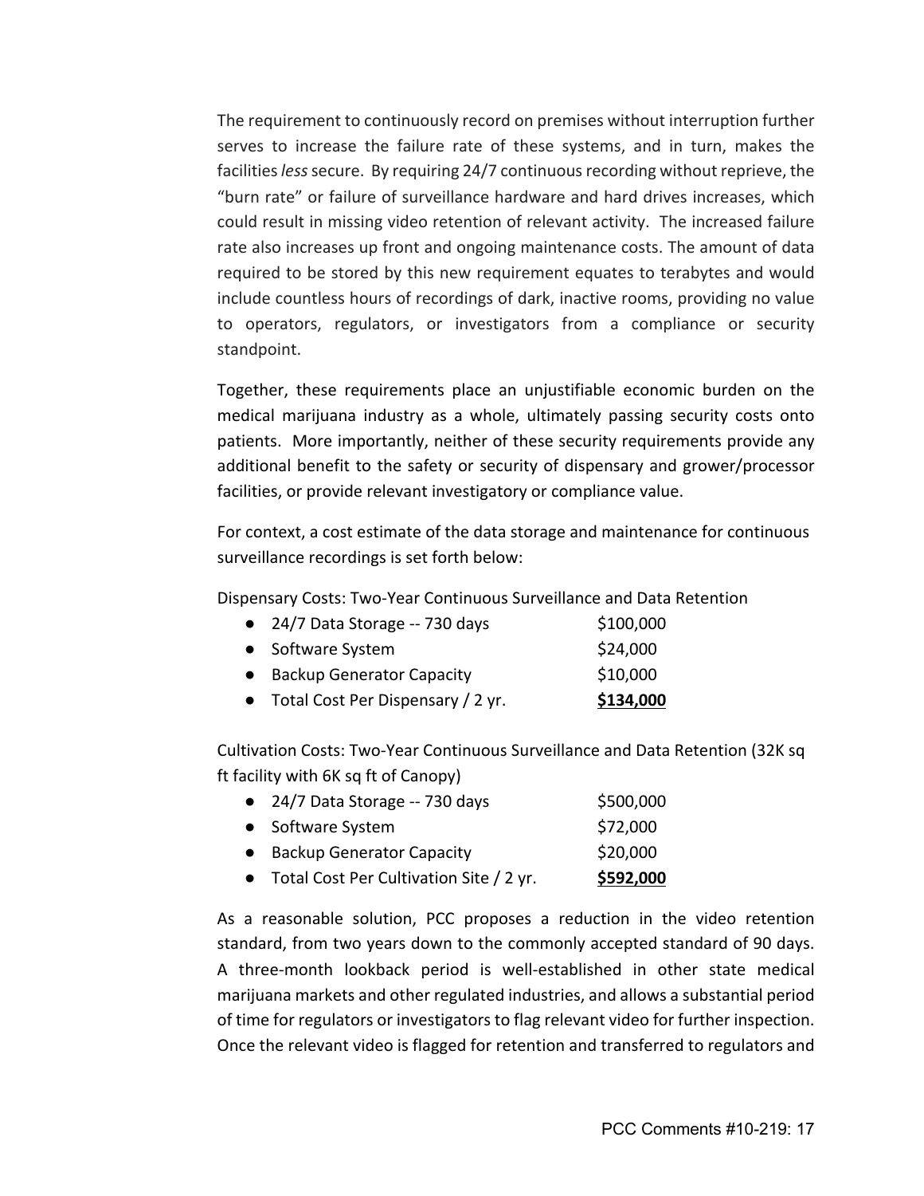The requirement to continuously record on premises without interruption further serves to increase the failure rate of these systems, and in turn, makes the facilities *less* secure. By requiring 24/7 continuous recording without reprieve, the "burn rate" or failure of surveillance hardware and hard drives increases, which could result in missing video retention of relevant activity. The increased failure rate also increases up front and ongoing maintenance costs. The amount of data required to be stored by this new requirement equates to terabytes and would include countless hours of recordings of dark, inactive rooms, providing no value to operators, regulators, or investigators from a compliance or security standpoint.

Together, these requirements place an unjustifiable economic burden on the medical marijuana industry as a whole, ultimately passing security costs onto patients. More importantly, neither of these security requirements provide any additional benefit to the safety or security of dispensary and grower/processor facilities, or provide relevant investigatory or compliance value.

For context, a cost estimate of the data storage and maintenance for continuous surveillance recordings is set forth below:

Dispensary Costs: Two-Year Continuous Surveillance and Data Retention

- 24/7 Data Storage -- 730 days $100,000
- Software System $24,000
- Backup Generator Capacity $10,000
- Total Cost Per Dispensary / 2 yr. **$134,000**

Cultivation Costs: Two-Year Continuous Surveillance and Data Retention (32K sq ft facility with 6K sq ft of Canopy)

- 24/7 Data Storage -- 730 days $500,000
- Software System $72,000
- Backup Generator Capacity $20,000
- Total Cost Per Cultivation Site / 2 yr. **$592,000**

As a reasonable solution, PCC proposes a reduction in the video retention standard, from two years down to the commonly accepted standard of 90 days. A three-month lookback period is well-established in other state medical marijuana markets and other regulated industries, and allows a substantial period of time for regulators or investigators to flag relevant video for further inspection. Once the relevant video is flagged for retention and transferred to regulators and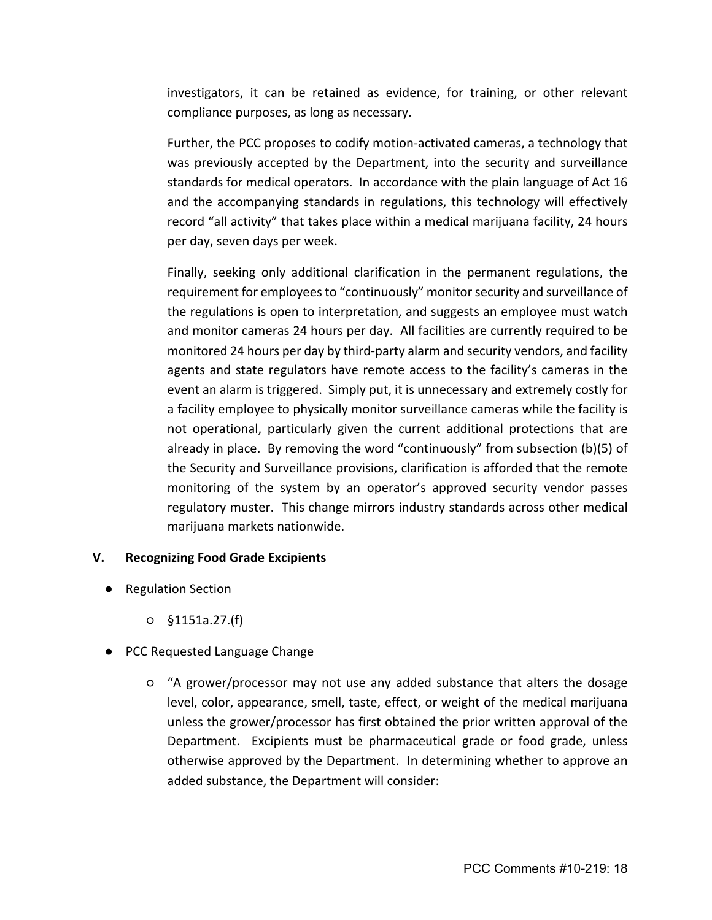investigators, it can be retained as evidence, for training, or other relevant compliance purposes, as long as necessary.

Further, the PCC proposes to codify motion-activated cameras, a technology that was previously accepted by the Department, into the security and surveillance standards for medical operators. In accordance with the plain language of Act 16 and the accompanying standards in regulations, this technology will effectively record "all activity" that takes place within a medical marijuana facility, 24 hours per day, seven days per week.

Finally, seeking only additional clarification in the permanent regulations, the requirement for employees to "continuously" monitor security and surveillance of the regulations is open to interpretation, and suggests an employee must watch and monitor cameras 24 hours per day. All facilities are currently required to be monitored 24 hours per day by third-party alarm and security vendors, and facility agents and state regulators have remote access to the facility's cameras in the event an alarm is triggered. Simply put, it is unnecessary and extremely costly for a facility employee to physically monitor surveillance cameras while the facility is not operational, particularly given the current additional protections that are already in place. By removing the word "continuously" from subsection (b)(5) of the Security and Surveillance provisions, clarification is afforded that the remote monitoring of the system by an operator's approved security vendor passes regulatory muster. This change mirrors industry standards across other medical marijuana markets nationwide.

## V. Recognizing Food Grade Excipients

- Regulation Section
  - §1151a.27.(f)
- PCC Requested Language Change
  - "A grower/processor may not use any added substance that alters the dosage level, color, appearance, smell, taste, effect, or weight of the medical marijuana unless the grower/processor has first obtained the prior written approval of the Department. Excipients must be pharmaceutical grade <u>or food grade</u>, unless otherwise approved by the Department. In determining whether to approve an added substance, the Department will consider: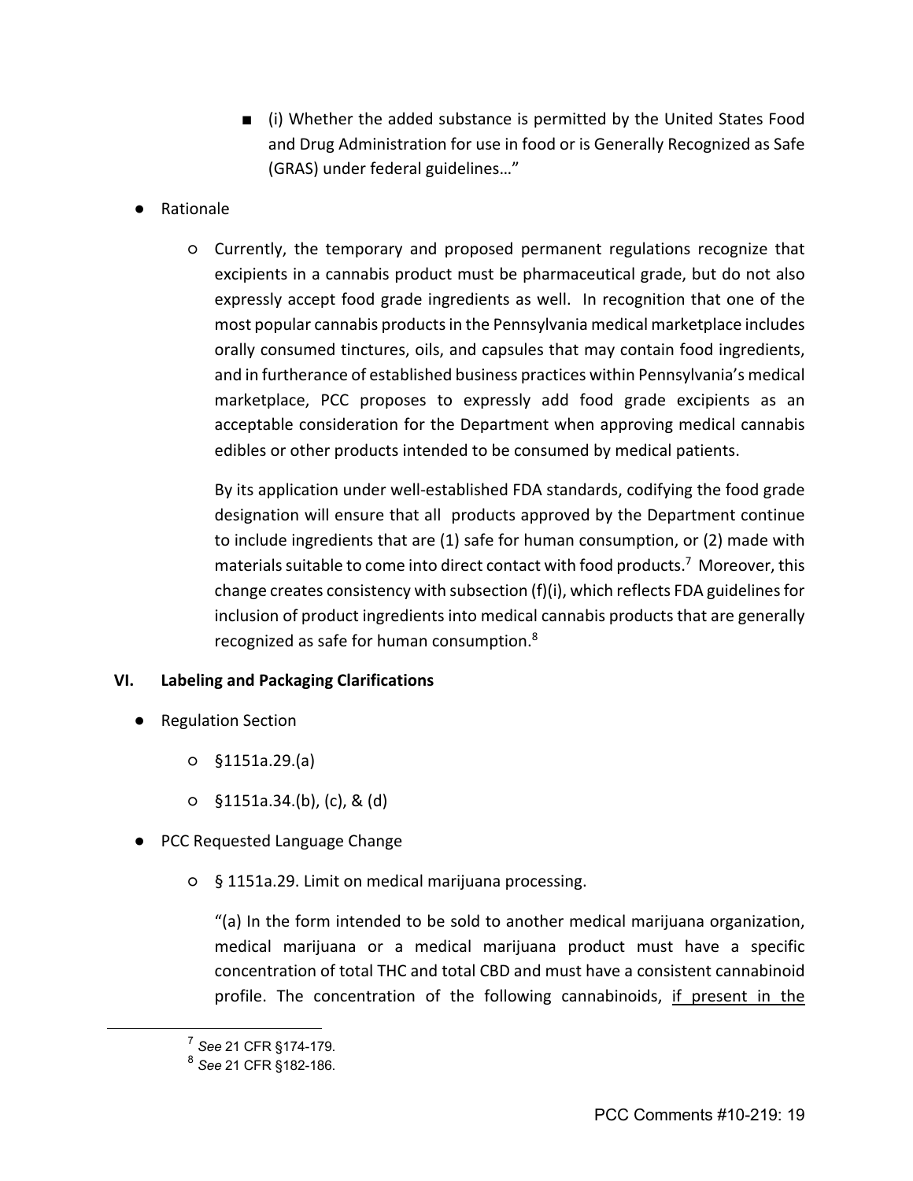- (i) Whether the added substance is permitted by the United States Food and Drug Administration for use in food or is Generally Recognized as Safe (GRAS) under federal guidelines…"

- Rationale
  - Currently, the temporary and proposed permanent regulations recognize that excipients in a cannabis product must be pharmaceutical grade, but do not also expressly accept food grade ingredients as well. In recognition that one of the most popular cannabis products in the Pennsylvania medical marketplace includes orally consumed tinctures, oils, and capsules that may contain food ingredients, and in furtherance of established business practices within Pennsylvania's medical marketplace, PCC proposes to expressly add food grade excipients as an acceptable consideration for the Department when approving medical cannabis edibles or other products intended to be consumed by medical patients.

    By its application under well-established FDA standards, codifying the food grade designation will ensure that all products approved by the Department continue to include ingredients that are (1) safe for human consumption, or (2) made with materials suitable to come into direct contact with food products.[7] Moreover, this change creates consistency with subsection (f)(i), which reflects FDA guidelines for inclusion of product ingredients into medical cannabis products that are generally recognized as safe for human consumption.[8]

## VI. Labeling and Packaging Clarifications

- Regulation Section
  - §1151a.29.(a)
  - §1151a.34.(b), (c), & (d)
- PCC Requested Language Change
  - § 1151a.29. Limit on medical marijuana processing.

    "(a) In the form intended to be sold to another medical marijuana organization, medical marijuana or a medical marijuana product must have a specific concentration of total THC and total CBD and must have a consistent cannabinoid profile. The concentration of the following cannabinoids, <u>if present in the</u>

---

[7] *See* 21 CFR §174-179.

[8] *See* 21 CFR §182-186.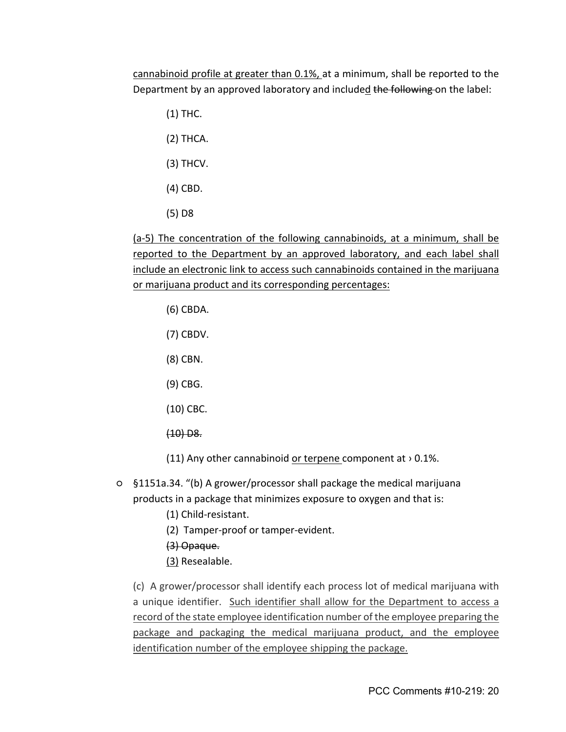cannabinoid profile at greater than 0.1%, at a minimum, shall be reported to the Department by an approved laboratory and included ~~the following~~ on the label:

(1) THC.

(2) THCA.

(3) THCV.

(4) CBD.

(5) D8

(a-5) The concentration of the following cannabinoids, at a minimum, shall be reported to the Department by an approved laboratory, and each label shall include an electronic link to access such cannabinoids contained in the marijuana or marijuana product and its corresponding percentages:

(6) CBDA.

(7) CBDV.

(8) CBN.

(9) CBG.

(10) CBC.

~~(10) D8.~~

(11) Any other cannabinoid or terpene component at › 0.1%.

- §1151a.34. "(b) A grower/processor shall package the medical marijuana products in a package that minimizes exposure to oxygen and that is:

  (1) Child-resistant.

  (2) Tamper-proof or tamper-evident.

  ~~(3) Opaque.~~

  (3) Resealable.

  (c) A grower/processor shall identify each process lot of medical marijuana with a unique identifier. Such identifier shall allow for the Department to access a record of the state employee identification number of the employee preparing the package and packaging the medical marijuana product, and the employee identification number of the employee shipping the package.

PCC Comments #10-219: 20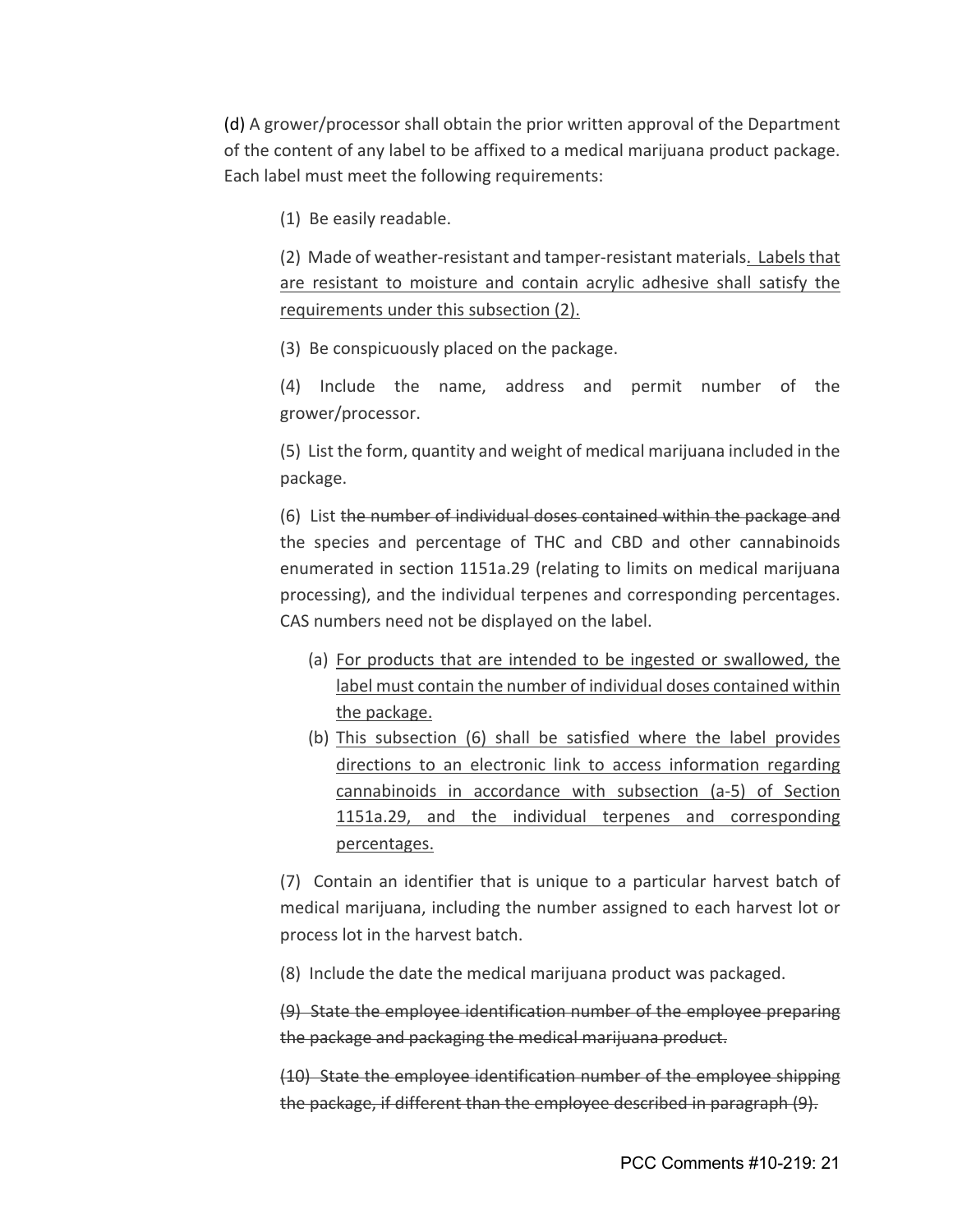(d) A grower/processor shall obtain the prior written approval of the Department of the content of any label to be affixed to a medical marijuana product package. Each label must meet the following requirements:

(1) Be easily readable.

(2) Made of weather-resistant and tamper-resistant materials. <u>Labels that are resistant to moisture and contain acrylic adhesive shall satisfy the requirements under this subsection (2).</u>

(3) Be conspicuously placed on the package.

(4) Include the name, address and permit number of the grower/processor.

(5) List the form, quantity and weight of medical marijuana included in the package.

(6) List ~~the number of individual doses contained within the package and~~ the species and percentage of THC and CBD and other cannabinoids enumerated in section 1151a.29 (relating to limits on medical marijuana processing), and the individual terpenes and corresponding percentages. CAS numbers need not be displayed on the label.

(a) <u>For products that are intended to be ingested or swallowed, the label must contain the number of individual doses contained within the package.</u>

(b) <u>This subsection (6) shall be satisfied where the label provides directions to an electronic link to access information regarding cannabinoids in accordance with subsection (a-5) of Section 1151a.29, and the individual terpenes and corresponding percentages.</u>

(7) Contain an identifier that is unique to a particular harvest batch of medical marijuana, including the number assigned to each harvest lot or process lot in the harvest batch.

(8) Include the date the medical marijuana product was packaged.

~~(9) State the employee identification number of the employee preparing the package and packaging the medical marijuana product.~~

~~(10) State the employee identification number of the employee shipping the package, if different than the employee described in paragraph (9).~~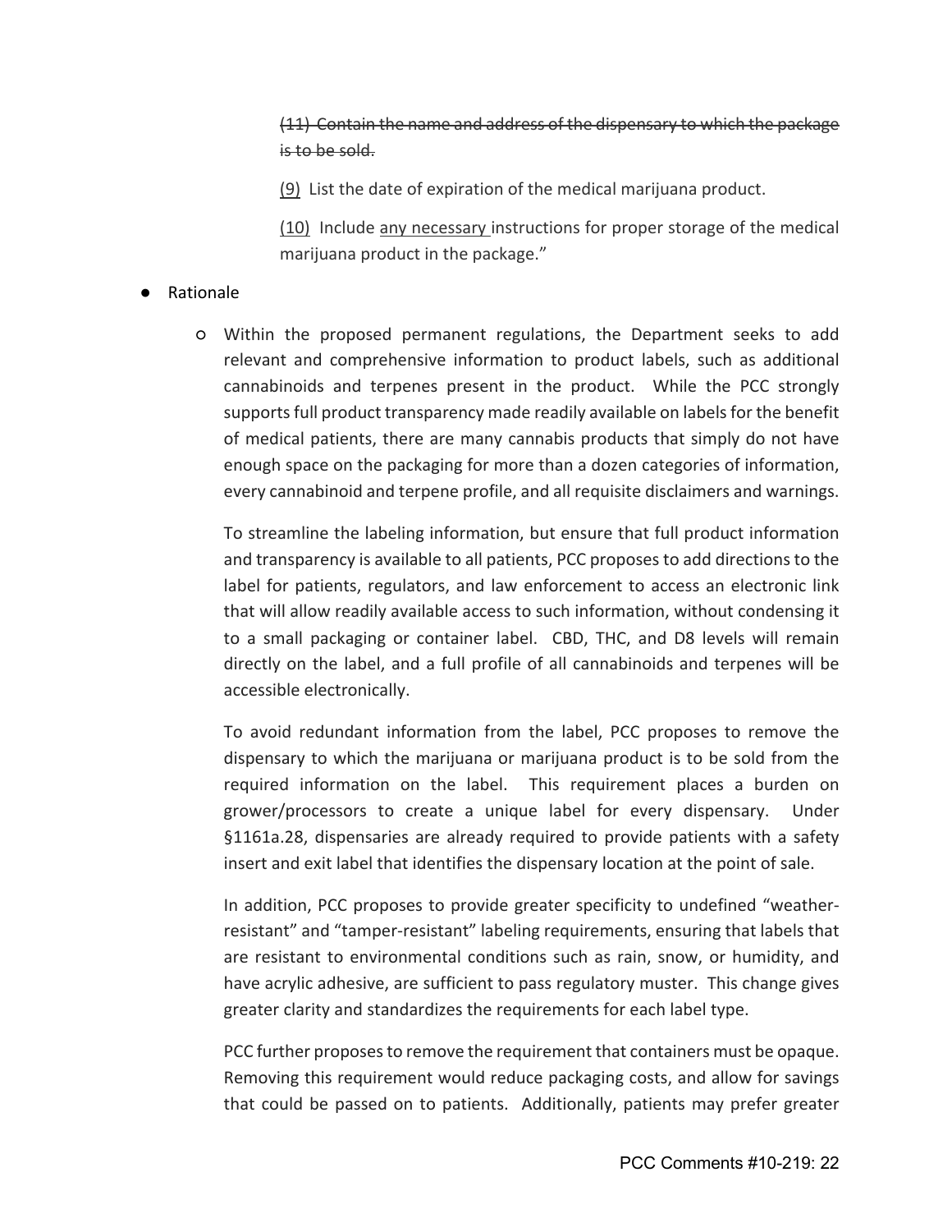~~(11) Contain the name and address of the dispensary to which the package is to be sold.~~

<u>(9)</u> List the date of expiration of the medical marijuana product.

<u>(10)</u> Include <u>any necessary</u> instructions for proper storage of the medical marijuana product in the package."

- Rationale
  - Within the proposed permanent regulations, the Department seeks to add relevant and comprehensive information to product labels, such as additional cannabinoids and terpenes present in the product. While the PCC strongly supports full product transparency made readily available on labels for the benefit of medical patients, there are many cannabis products that simply do not have enough space on the packaging for more than a dozen categories of information, every cannabinoid and terpene profile, and all requisite disclaimers and warnings.

    To streamline the labeling information, but ensure that full product information and transparency is available to all patients, PCC proposes to add directions to the label for patients, regulators, and law enforcement to access an electronic link that will allow readily available access to such information, without condensing it to a small packaging or container label. CBD, THC, and D8 levels will remain directly on the label, and a full profile of all cannabinoids and terpenes will be accessible electronically.

    To avoid redundant information from the label, PCC proposes to remove the dispensary to which the marijuana or marijuana product is to be sold from the required information on the label. This requirement places a burden on grower/processors to create a unique label for every dispensary. Under §1161a.28, dispensaries are already required to provide patients with a safety insert and exit label that identifies the dispensary location at the point of sale.

    In addition, PCC proposes to provide greater specificity to undefined "weather-resistant" and "tamper-resistant" labeling requirements, ensuring that labels that are resistant to environmental conditions such as rain, snow, or humidity, and have acrylic adhesive, are sufficient to pass regulatory muster. This change gives greater clarity and standardizes the requirements for each label type.

    PCC further proposes to remove the requirement that containers must be opaque. Removing this requirement would reduce packaging costs, and allow for savings that could be passed on to patients. Additionally, patients may prefer greater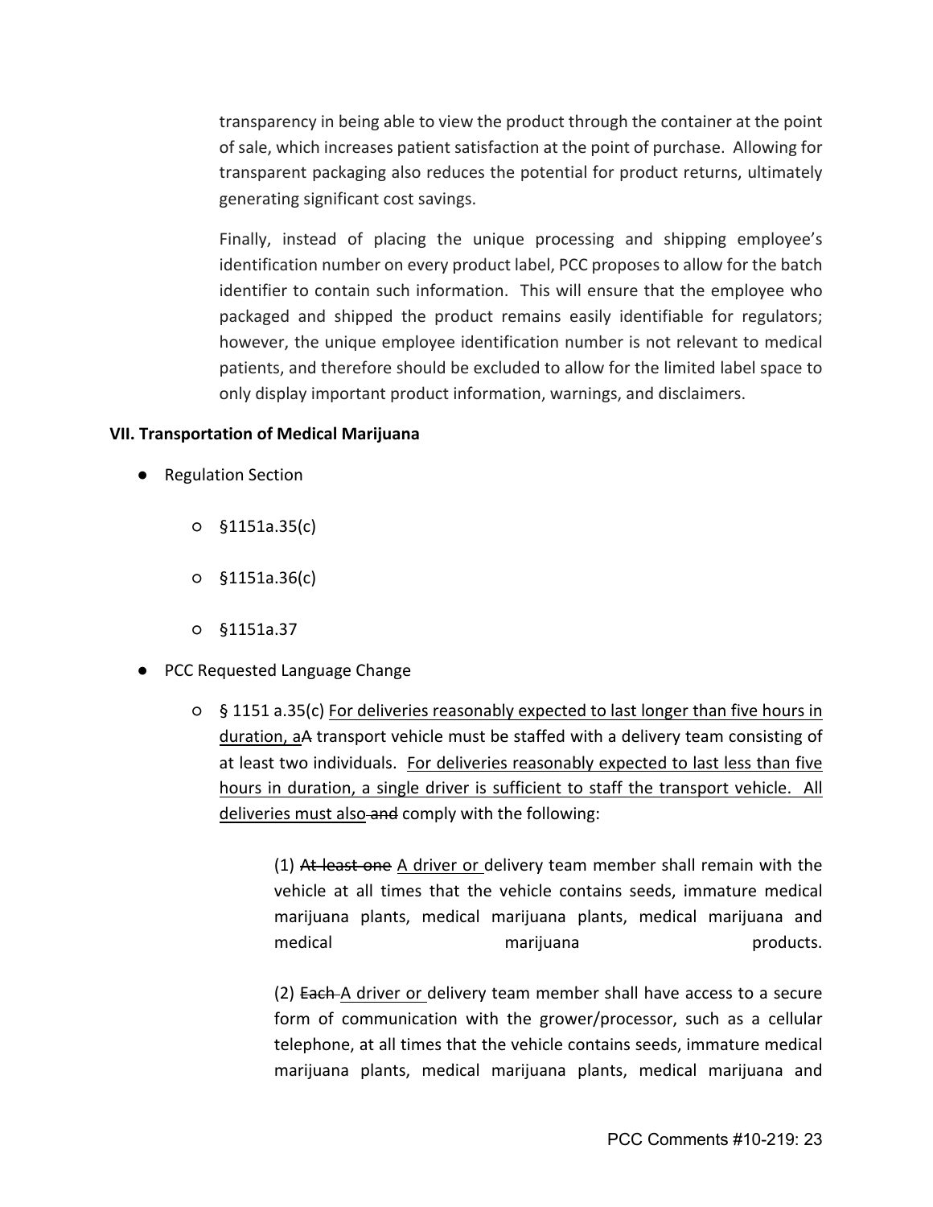transparency in being able to view the product through the container at the point of sale, which increases patient satisfaction at the point of purchase. Allowing for transparent packaging also reduces the potential for product returns, ultimately generating significant cost savings.

Finally, instead of placing the unique processing and shipping employee's identification number on every product label, PCC proposes to allow for the batch identifier to contain such information. This will ensure that the employee who packaged and shipped the product remains easily identifiable for regulators; however, the unique employee identification number is not relevant to medical patients, and therefore should be excluded to allow for the limited label space to only display important product information, warnings, and disclaimers.

**VII. Transportation of Medical Marijuana**

- Regulation Section
  - §1151a.35(c)
  - §1151a.36(c)
  - §1151a.37
- PCC Requested Language Change
  - § 1151 a.35(c) <u>For deliveries reasonably expected to last longer than five hours in duration, a</u>~~A~~ transport vehicle must be staffed with a delivery team consisting of at least two individuals. <u>For deliveries reasonably expected to last less than five hours in duration, a single driver is sufficient to staff the transport vehicle. All deliveries must also</u> ~~and~~ comply with the following:

    (1) ~~At least one~~ <u>A driver or</u> delivery team member shall remain with the vehicle at all times that the vehicle contains seeds, immature medical marijuana plants, medical marijuana plants, medical marijuana and medical marijuana products.

    (2) ~~Each~~ <u>A driver or</u> delivery team member shall have access to a secure form of communication with the grower/processor, such as a cellular telephone, at all times that the vehicle contains seeds, immature medical marijuana plants, medical marijuana plants, medical marijuana and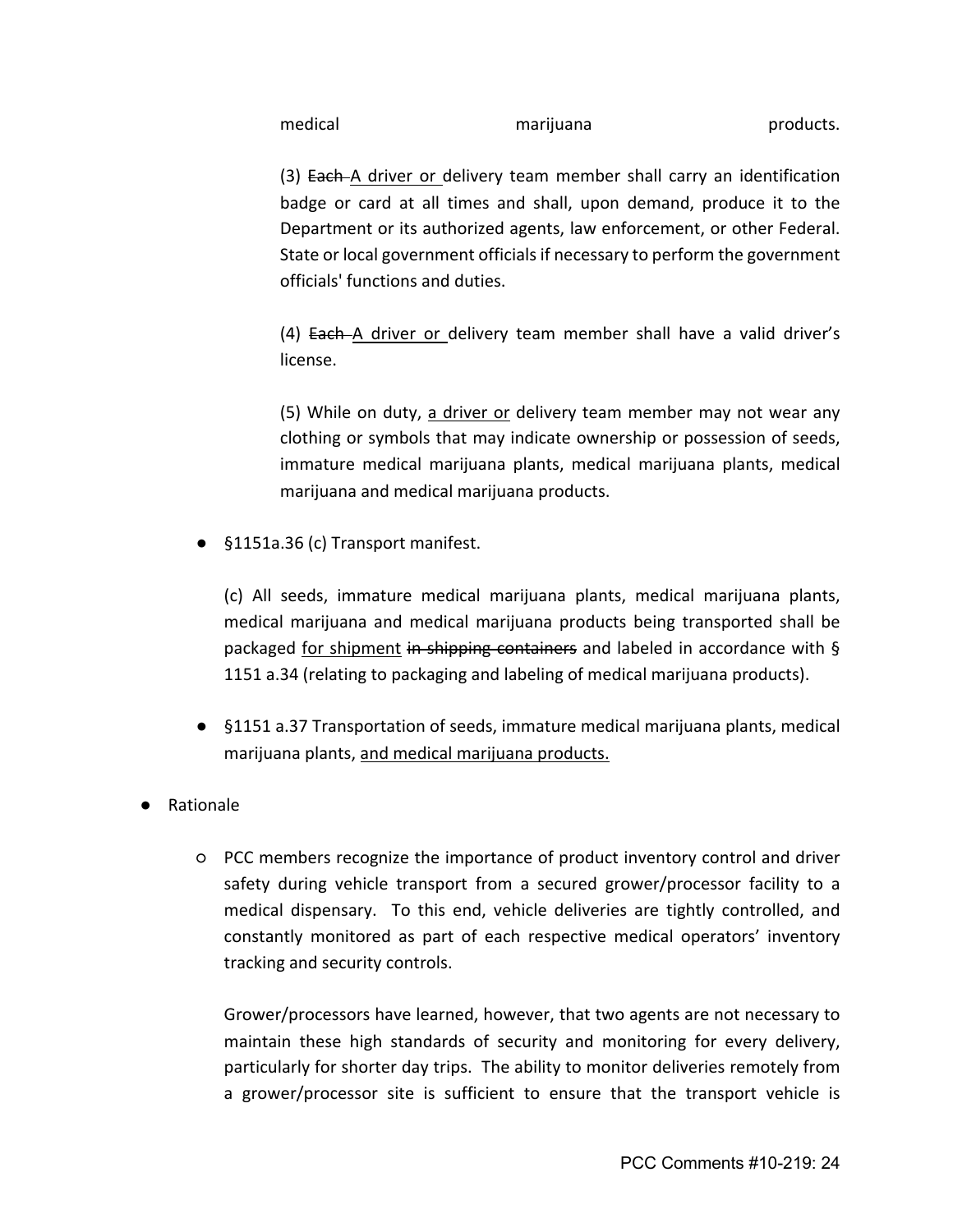medical marijuana products.

(3) ~~Each~~ <u>A driver or</u> delivery team member shall carry an identification badge or card at all times and shall, upon demand, produce it to the Department or its authorized agents, law enforcement, or other Federal. State or local government officials if necessary to perform the government officials' functions and duties.

(4) ~~Each~~ <u>A driver or</u> delivery team member shall have a valid driver's license.

(5) While on duty, <u>a driver or</u> delivery team member may not wear any clothing or symbols that may indicate ownership or possession of seeds, immature medical marijuana plants, medical marijuana plants, medical marijuana and medical marijuana products.

- §1151a.36 (c) Transport manifest.

  (c) All seeds, immature medical marijuana plants, medical marijuana plants, medical marijuana and medical marijuana products being transported shall be packaged <u>for shipment</u> ~~in shipping containers~~ and labeled in accordance with § 1151 a.34 (relating to packaging and labeling of medical marijuana products).

- §1151 a.37 Transportation of seeds, immature medical marijuana plants, medical marijuana plants, <u>and medical marijuana products.</u>

- Rationale
  - PCC members recognize the importance of product inventory control and driver safety during vehicle transport from a secured grower/processor facility to a medical dispensary. To this end, vehicle deliveries are tightly controlled, and constantly monitored as part of each respective medical operators' inventory tracking and security controls.

    Grower/processors have learned, however, that two agents are not necessary to maintain these high standards of security and monitoring for every delivery, particularly for shorter day trips. The ability to monitor deliveries remotely from a grower/processor site is sufficient to ensure that the transport vehicle is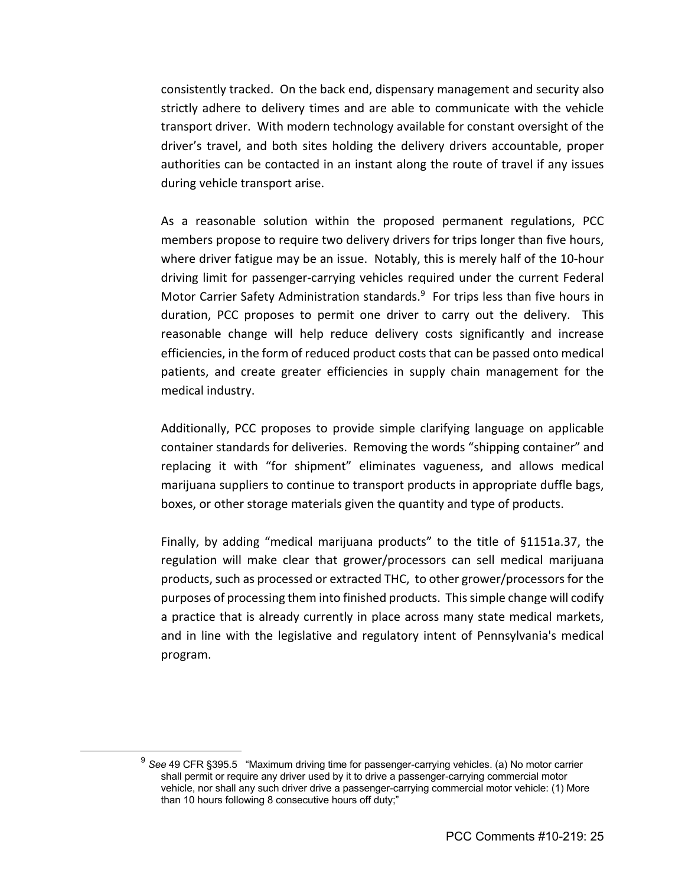consistently tracked. On the back end, dispensary management and security also strictly adhere to delivery times and are able to communicate with the vehicle transport driver. With modern technology available for constant oversight of the driver's travel, and both sites holding the delivery drivers accountable, proper authorities can be contacted in an instant along the route of travel if any issues during vehicle transport arise.

As a reasonable solution within the proposed permanent regulations, PCC members propose to require two delivery drivers for trips longer than five hours, where driver fatigue may be an issue. Notably, this is merely half of the 10-hour driving limit for passenger-carrying vehicles required under the current Federal Motor Carrier Safety Administration standards.[9] For trips less than five hours in duration, PCC proposes to permit one driver to carry out the delivery. This reasonable change will help reduce delivery costs significantly and increase efficiencies, in the form of reduced product costs that can be passed onto medical patients, and create greater efficiencies in supply chain management for the medical industry.

Additionally, PCC proposes to provide simple clarifying language on applicable container standards for deliveries. Removing the words "shipping container" and replacing it with "for shipment" eliminates vagueness, and allows medical marijuana suppliers to continue to transport products in appropriate duffle bags, boxes, or other storage materials given the quantity and type of products.

Finally, by adding "medical marijuana products" to the title of §1151a.37, the regulation will make clear that grower/processors can sell medical marijuana products, such as processed or extracted THC, to other grower/processors for the purposes of processing them into finished products. This simple change will codify a practice that is already currently in place across many state medical markets, and in line with the legislative and regulatory intent of Pennsylvania's medical program.

---

[9] *See* 49 CFR §395.5 "Maximum driving time for passenger-carrying vehicles. (a) No motor carrier shall permit or require any driver used by it to drive a passenger-carrying commercial motor vehicle, nor shall any such driver drive a passenger-carrying commercial motor vehicle: (1) More than 10 hours following 8 consecutive hours off duty;"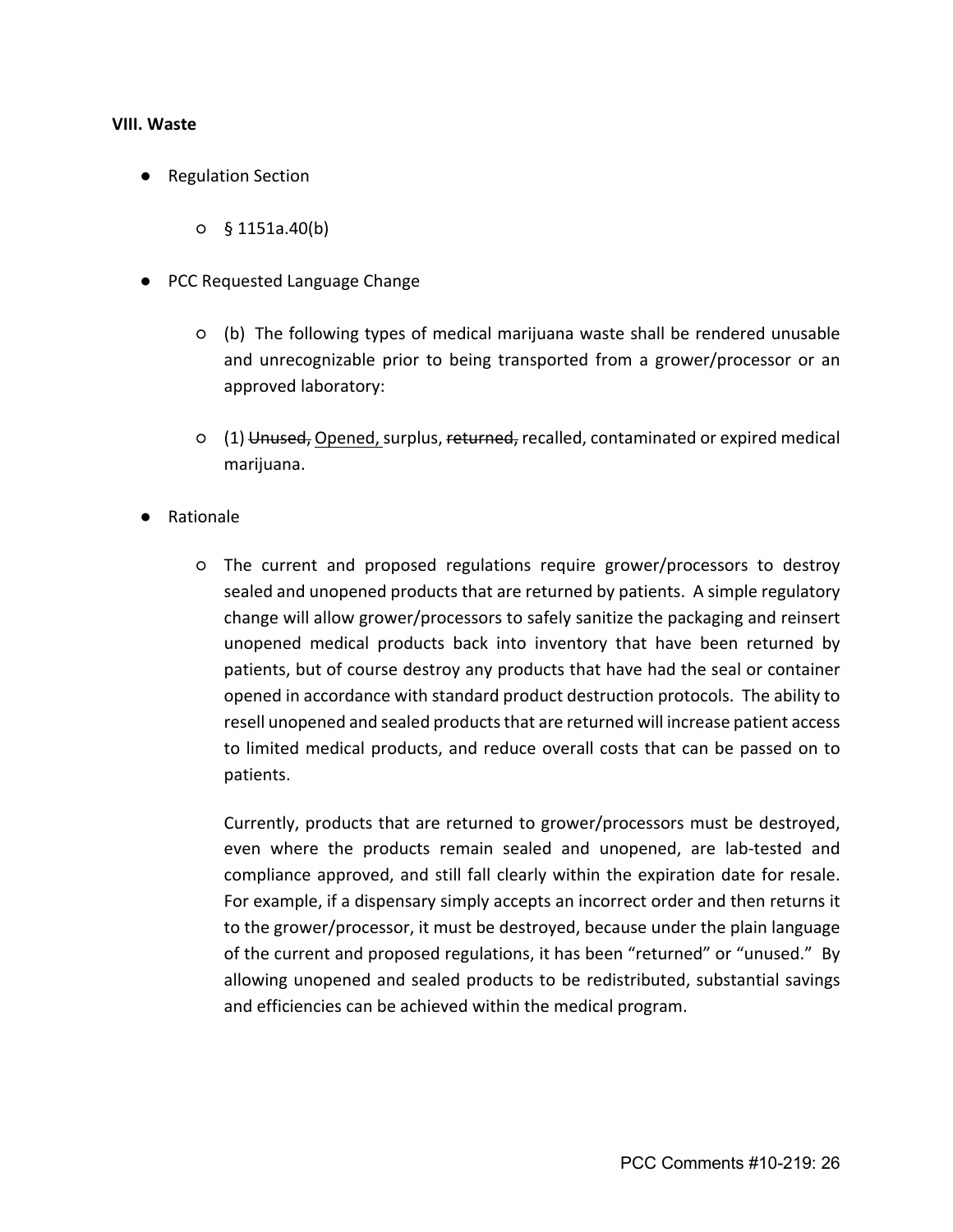**VIII. Waste**

- Regulation Section
  - § 1151a.40(b)
- PCC Requested Language Change
  - (b) The following types of medical marijuana waste shall be rendered unusable and unrecognizable prior to being transported from a grower/processor or an approved laboratory:
  - (1) ~~Unused,~~ <u>Opened,</u> surplus, ~~returned,~~ recalled, contaminated or expired medical marijuana.
- Rationale
  - The current and proposed regulations require grower/processors to destroy sealed and unopened products that are returned by patients. A simple regulatory change will allow grower/processors to safely sanitize the packaging and reinsert unopened medical products back into inventory that have been returned by patients, but of course destroy any products that have had the seal or container opened in accordance with standard product destruction protocols. The ability to resell unopened and sealed products that are returned will increase patient access to limited medical products, and reduce overall costs that can be passed on to patients.

    Currently, products that are returned to grower/processors must be destroyed, even where the products remain sealed and unopened, are lab-tested and compliance approved, and still fall clearly within the expiration date for resale. For example, if a dispensary simply accepts an incorrect order and then returns it to the grower/processor, it must be destroyed, because under the plain language of the current and proposed regulations, it has been "returned" or "unused." By allowing unopened and sealed products to be redistributed, substantial savings and efficiencies can be achieved within the medical program.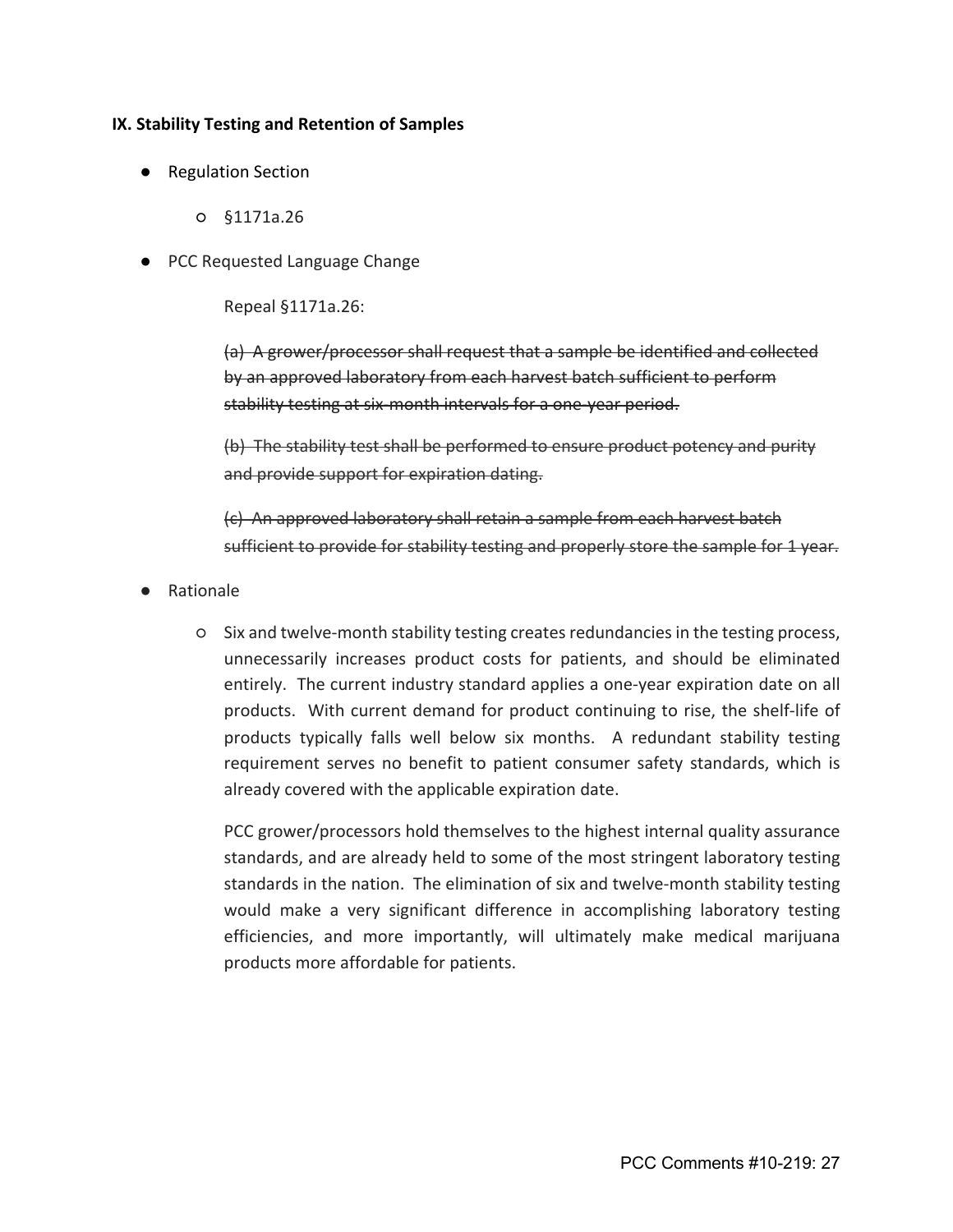**IX. Stability Testing and Retention of Samples**

- Regulation Section
  - §1171a.26
- PCC Requested Language Change

  Repeal §1171a.26:

  ~~(a) A grower/processor shall request that a sample be identified and collected by an approved laboratory from each harvest batch sufficient to perform stability testing at six-month intervals for a one-year period.~~

  ~~(b) The stability test shall be performed to ensure product potency and purity and provide support for expiration dating.~~

  ~~(c) An approved laboratory shall retain a sample from each harvest batch sufficient to provide for stability testing and properly store the sample for 1 year.~~

- Rationale
  - Six and twelve-month stability testing creates redundancies in the testing process, unnecessarily increases product costs for patients, and should be eliminated entirely. The current industry standard applies a one-year expiration date on all products. With current demand for product continuing to rise, the shelf-life of products typically falls well below six months. A redundant stability testing requirement serves no benefit to patient consumer safety standards, which is already covered with the applicable expiration date.

    PCC grower/processors hold themselves to the highest internal quality assurance standards, and are already held to some of the most stringent laboratory testing standards in the nation. The elimination of six and twelve-month stability testing would make a very significant difference in accomplishing laboratory testing efficiencies, and more importantly, will ultimately make medical marijuana products more affordable for patients.